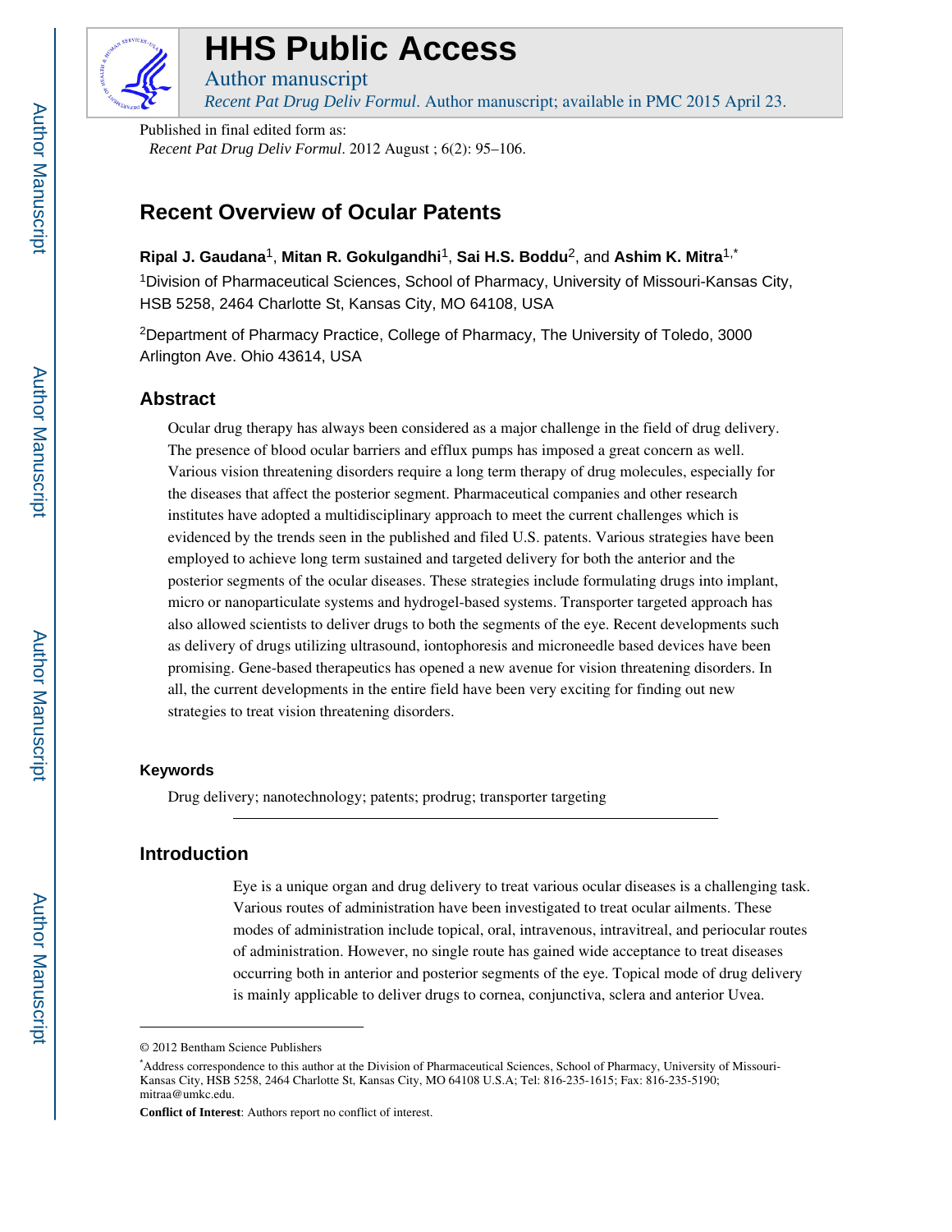# HHS Public Access

Author manuscript

*Recent Pat Drug Deliv Formul*. Author manuscript; available in PMC 2015 April 23.

Published in final edited form as:

*Recent Pat Drug Deliv Formul*. 2012 August ; 6(2): 95–106.

## Recent Overview of Ocular Patents

**Ripal J. Gaudana**[1], **Mitan R. Gokulgandhi**[1], **Sai H.S. Boddu**[2], and **Ashim K. Mitra**[1,*]

[1]Division of Pharmaceutical Sciences, School of Pharmacy, University of Missouri-Kansas City, HSB 5258, 2464 Charlotte St, Kansas City, MO 64108, USA

[2]Department of Pharmacy Practice, College of Pharmacy, The University of Toledo, 3000 Arlington Ave. Ohio 43614, USA

## Abstract

Ocular drug therapy has always been considered as a major challenge in the field of drug delivery. The presence of blood ocular barriers and efflux pumps has imposed a great concern as well. Various vision threatening disorders require a long term therapy of drug molecules, especially for the diseases that affect the posterior segment. Pharmaceutical companies and other research institutes have adopted a multidisciplinary approach to meet the current challenges which is evidenced by the trends seen in the published and filed U.S. patents. Various strategies have been employed to achieve long term sustained and targeted delivery for both the anterior and the posterior segments of the ocular diseases. These strategies include formulating drugs into implant, micro or nanoparticulate systems and hydrogel-based systems. Transporter targeted approach has also allowed scientists to deliver drugs to both the segments of the eye. Recent developments such as delivery of drugs utilizing ultrasound, iontophoresis and microneedle based devices have been promising. Gene-based therapeutics has opened a new avenue for vision threatening disorders. In all, the current developments in the entire field have been very exciting for finding out new strategies to treat vision threatening disorders.

### Keywords

Drug delivery; nanotechnology; patents; prodrug; transporter targeting

## Introduction

Eye is a unique organ and drug delivery to treat various ocular diseases is a challenging task. Various routes of administration have been investigated to treat ocular ailments. These modes of administration include topical, oral, intravenous, intravitreal, and periocular routes of administration. However, no single route has gained wide acceptance to treat diseases occurring both in anterior and posterior segments of the eye. Topical mode of drug delivery is mainly applicable to deliver drugs to cornea, conjunctiva, sclera and anterior Uvea.

© 2012 Bentham Science Publishers

*Address correspondence to this author at the Division of Pharmaceutical Sciences, School of Pharmacy, University of Missouri-Kansas City, HSB 5258, 2464 Charlotte St, Kansas City, MO 64108 U.S.A; Tel: 816-235-1615; Fax: 816-235-5190; mitraa@umkc.edu.

**Conflict of Interest**: Authors report no conflict of interest.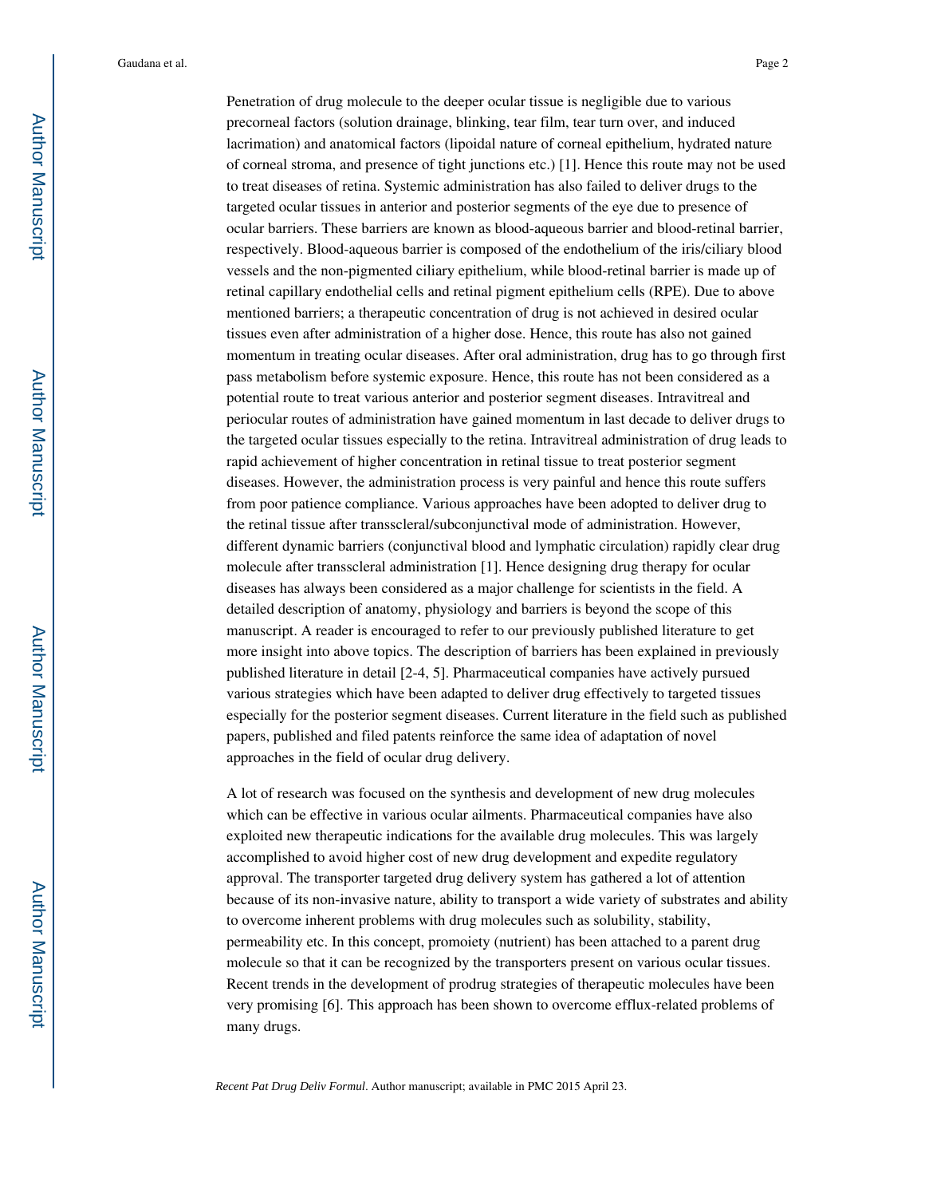Penetration of drug molecule to the deeper ocular tissue is negligible due to various precorneal factors (solution drainage, blinking, tear film, tear turn over, and induced lacrimation) and anatomical factors (lipoidal nature of corneal epithelium, hydrated nature of corneal stroma, and presence of tight junctions etc.) [1]. Hence this route may not be used to treat diseases of retina. Systemic administration has also failed to deliver drugs to the targeted ocular tissues in anterior and posterior segments of the eye due to presence of ocular barriers. These barriers are known as blood-aqueous barrier and blood-retinal barrier, respectively. Blood-aqueous barrier is composed of the endothelium of the iris/ciliary blood vessels and the non-pigmented ciliary epithelium, while blood-retinal barrier is made up of retinal capillary endothelial cells and retinal pigment epithelium cells (RPE). Due to above mentioned barriers; a therapeutic concentration of drug is not achieved in desired ocular tissues even after administration of a higher dose. Hence, this route has also not gained momentum in treating ocular diseases. After oral administration, drug has to go through first pass metabolism before systemic exposure. Hence, this route has not been considered as a potential route to treat various anterior and posterior segment diseases. Intravitreal and periocular routes of administration have gained momentum in last decade to deliver drugs to the targeted ocular tissues especially to the retina. Intravitreal administration of drug leads to rapid achievement of higher concentration in retinal tissue to treat posterior segment diseases. However, the administration process is very painful and hence this route suffers from poor patience compliance. Various approaches have been adopted to deliver drug to the retinal tissue after transscleral/subconjunctival mode of administration. However, different dynamic barriers (conjunctival blood and lymphatic circulation) rapidly clear drug molecule after transscleral administration [1]. Hence designing drug therapy for ocular diseases has always been considered as a major challenge for scientists in the field. A detailed description of anatomy, physiology and barriers is beyond the scope of this manuscript. A reader is encouraged to refer to our previously published literature to get more insight into above topics. The description of barriers has been explained in previously published literature in detail [2-4, 5]. Pharmaceutical companies have actively pursued various strategies which have been adapted to deliver drug effectively to targeted tissues especially for the posterior segment diseases. Current literature in the field such as published papers, published and filed patents reinforce the same idea of adaptation of novel approaches in the field of ocular drug delivery.

A lot of research was focused on the synthesis and development of new drug molecules which can be effective in various ocular ailments. Pharmaceutical companies have also exploited new therapeutic indications for the available drug molecules. This was largely accomplished to avoid higher cost of new drug development and expedite regulatory approval. The transporter targeted drug delivery system has gathered a lot of attention because of its non-invasive nature, ability to transport a wide variety of substrates and ability to overcome inherent problems with drug molecules such as solubility, stability, permeability etc. In this concept, promoiety (nutrient) has been attached to a parent drug molecule so that it can be recognized by the transporters present on various ocular tissues. Recent trends in the development of prodrug strategies of therapeutic molecules have been very promising [6]. This approach has been shown to overcome efflux-related problems of many drugs.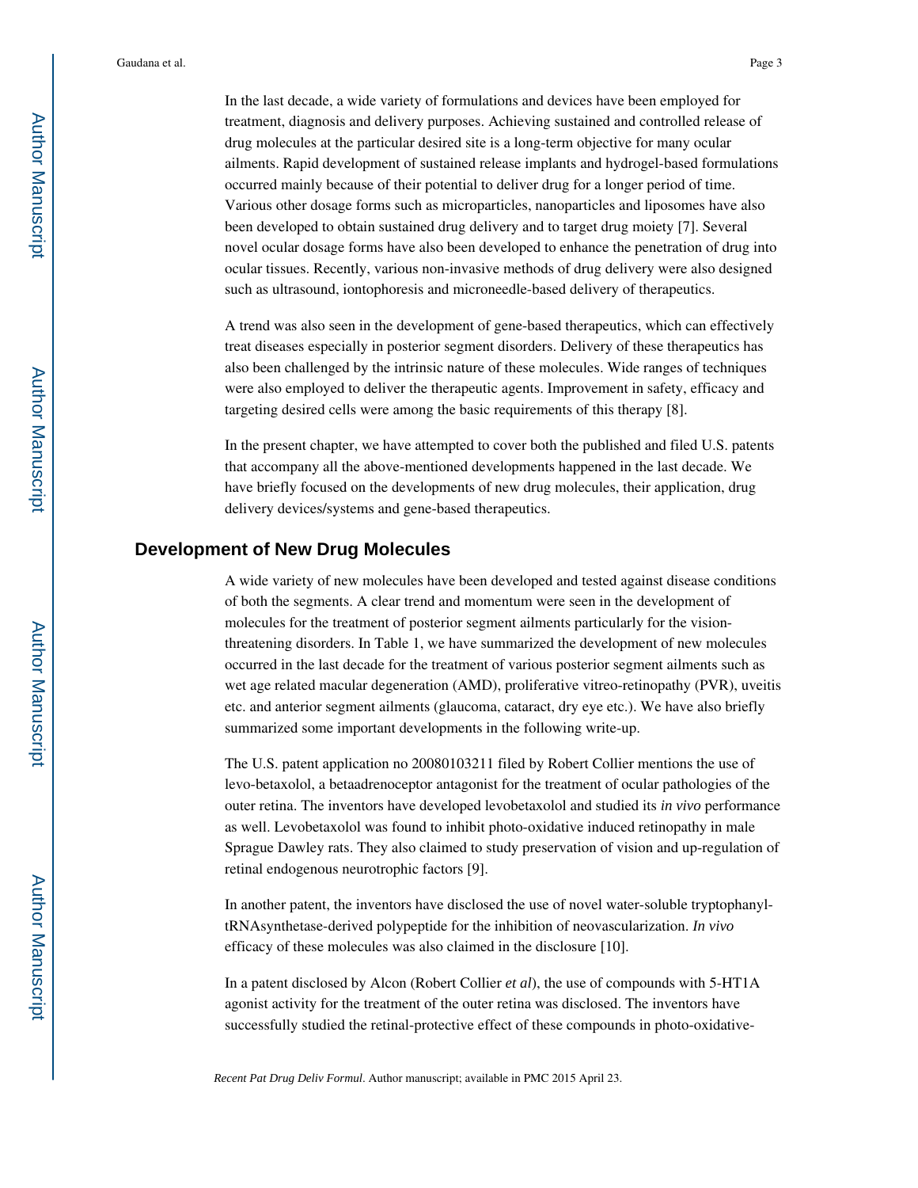In the last decade, a wide variety of formulations and devices have been employed for treatment, diagnosis and delivery purposes. Achieving sustained and controlled release of drug molecules at the particular desired site is a long-term objective for many ocular ailments. Rapid development of sustained release implants and hydrogel-based formulations occurred mainly because of their potential to deliver drug for a longer period of time. Various other dosage forms such as microparticles, nanoparticles and liposomes have also been developed to obtain sustained drug delivery and to target drug moiety [7]. Several novel ocular dosage forms have also been developed to enhance the penetration of drug into ocular tissues. Recently, various non-invasive methods of drug delivery were also designed such as ultrasound, iontophoresis and microneedle-based delivery of therapeutics.

A trend was also seen in the development of gene-based therapeutics, which can effectively treat diseases especially in posterior segment disorders. Delivery of these therapeutics has also been challenged by the intrinsic nature of these molecules. Wide ranges of techniques were also employed to deliver the therapeutic agents. Improvement in safety, efficacy and targeting desired cells were among the basic requirements of this therapy [8].

In the present chapter, we have attempted to cover both the published and filed U.S. patents that accompany all the above-mentioned developments happened in the last decade. We have briefly focused on the developments of new drug molecules, their application, drug delivery devices/systems and gene-based therapeutics.

## Development of New Drug Molecules

A wide variety of new molecules have been developed and tested against disease conditions of both the segments. A clear trend and momentum were seen in the development of molecules for the treatment of posterior segment ailments particularly for the vision-threatening disorders. In Table 1, we have summarized the development of new molecules occurred in the last decade for the treatment of various posterior segment ailments such as wet age related macular degeneration (AMD), proliferative vitreo-retinopathy (PVR), uveitis etc. and anterior segment ailments (glaucoma, cataract, dry eye etc.). We have also briefly summarized some important developments in the following write-up.

The U.S. patent application no 20080103211 filed by Robert Collier mentions the use of levo-betaxolol, a betaadrenoceptor antagonist for the treatment of ocular pathologies of the outer retina. The inventors have developed levobetaxolol and studied its *in vivo* performance as well. Levobetaxolol was found to inhibit photo-oxidative induced retinopathy in male Sprague Dawley rats. They also claimed to study preservation of vision and up-regulation of retinal endogenous neurotrophic factors [9].

In another patent, the inventors have disclosed the use of novel water-soluble tryptophanyl-tRNAsynthetase-derived polypeptide for the inhibition of neovascularization. *In vivo* efficacy of these molecules was also claimed in the disclosure [10].

In a patent disclosed by Alcon (Robert Collier *et al*), the use of compounds with 5-HT1A agonist activity for the treatment of the outer retina was disclosed. The inventors have successfully studied the retinal-protective effect of these compounds in photo-oxidative-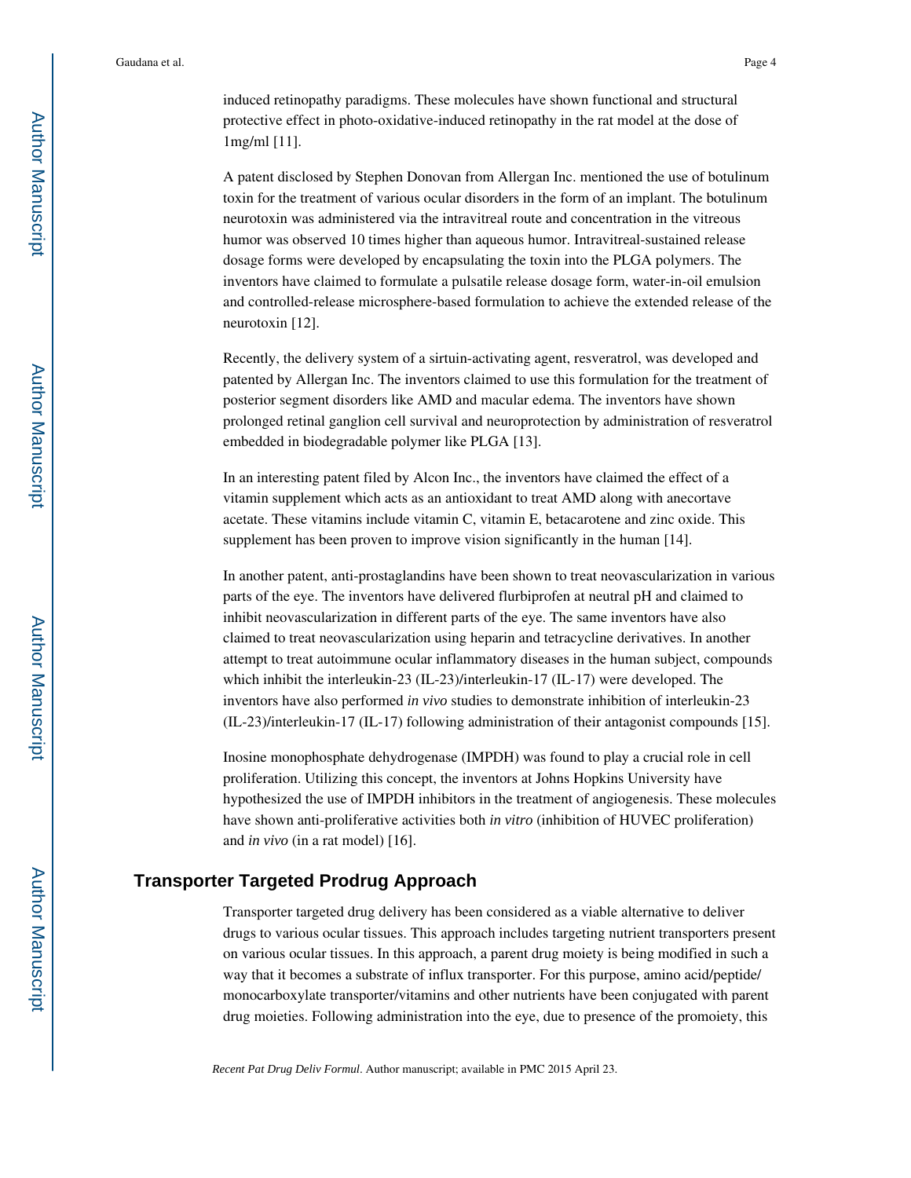induced retinopathy paradigms. These molecules have shown functional and structural protective effect in photo-oxidative-induced retinopathy in the rat model at the dose of 1mg/ml [11].

A patent disclosed by Stephen Donovan from Allergan Inc. mentioned the use of botulinum toxin for the treatment of various ocular disorders in the form of an implant. The botulinum neurotoxin was administered via the intravitreal route and concentration in the vitreous humor was observed 10 times higher than aqueous humor. Intravitreal-sustained release dosage forms were developed by encapsulating the toxin into the PLGA polymers. The inventors have claimed to formulate a pulsatile release dosage form, water-in-oil emulsion and controlled-release microsphere-based formulation to achieve the extended release of the neurotoxin [12].

Recently, the delivery system of a sirtuin-activating agent, resveratrol, was developed and patented by Allergan Inc. The inventors claimed to use this formulation for the treatment of posterior segment disorders like AMD and macular edema. The inventors have shown prolonged retinal ganglion cell survival and neuroprotection by administration of resveratrol embedded in biodegradable polymer like PLGA [13].

In an interesting patent filed by Alcon Inc., the inventors have claimed the effect of a vitamin supplement which acts as an antioxidant to treat AMD along with anecortave acetate. These vitamins include vitamin C, vitamin E, betacarotene and zinc oxide. This supplement has been proven to improve vision significantly in the human [14].

In another patent, anti-prostaglandins have been shown to treat neovascularization in various parts of the eye. The inventors have delivered flurbiprofen at neutral pH and claimed to inhibit neovascularization in different parts of the eye. The same inventors have also claimed to treat neovascularization using heparin and tetracycline derivatives. In another attempt to treat autoimmune ocular inflammatory diseases in the human subject, compounds which inhibit the interleukin-23 (IL-23)/interleukin-17 (IL-17) were developed. The inventors have also performed *in vivo* studies to demonstrate inhibition of interleukin-23 (IL-23)/interleukin-17 (IL-17) following administration of their antagonist compounds [15].

Inosine monophosphate dehydrogenase (IMPDH) was found to play a crucial role in cell proliferation. Utilizing this concept, the inventors at Johns Hopkins University have hypothesized the use of IMPDH inhibitors in the treatment of angiogenesis. These molecules have shown anti-proliferative activities both *in vitro* (inhibition of HUVEC proliferation) and *in vivo* (in a rat model) [16].

## Transporter Targeted Prodrug Approach

Transporter targeted drug delivery has been considered as a viable alternative to deliver drugs to various ocular tissues. This approach includes targeting nutrient transporters present on various ocular tissues. In this approach, a parent drug moiety is being modified in such a way that it becomes a substrate of influx transporter. For this purpose, amino acid/peptide/monocarboxylate transporter/vitamins and other nutrients have been conjugated with parent drug moieties. Following administration into the eye, due to presence of the promoiety, this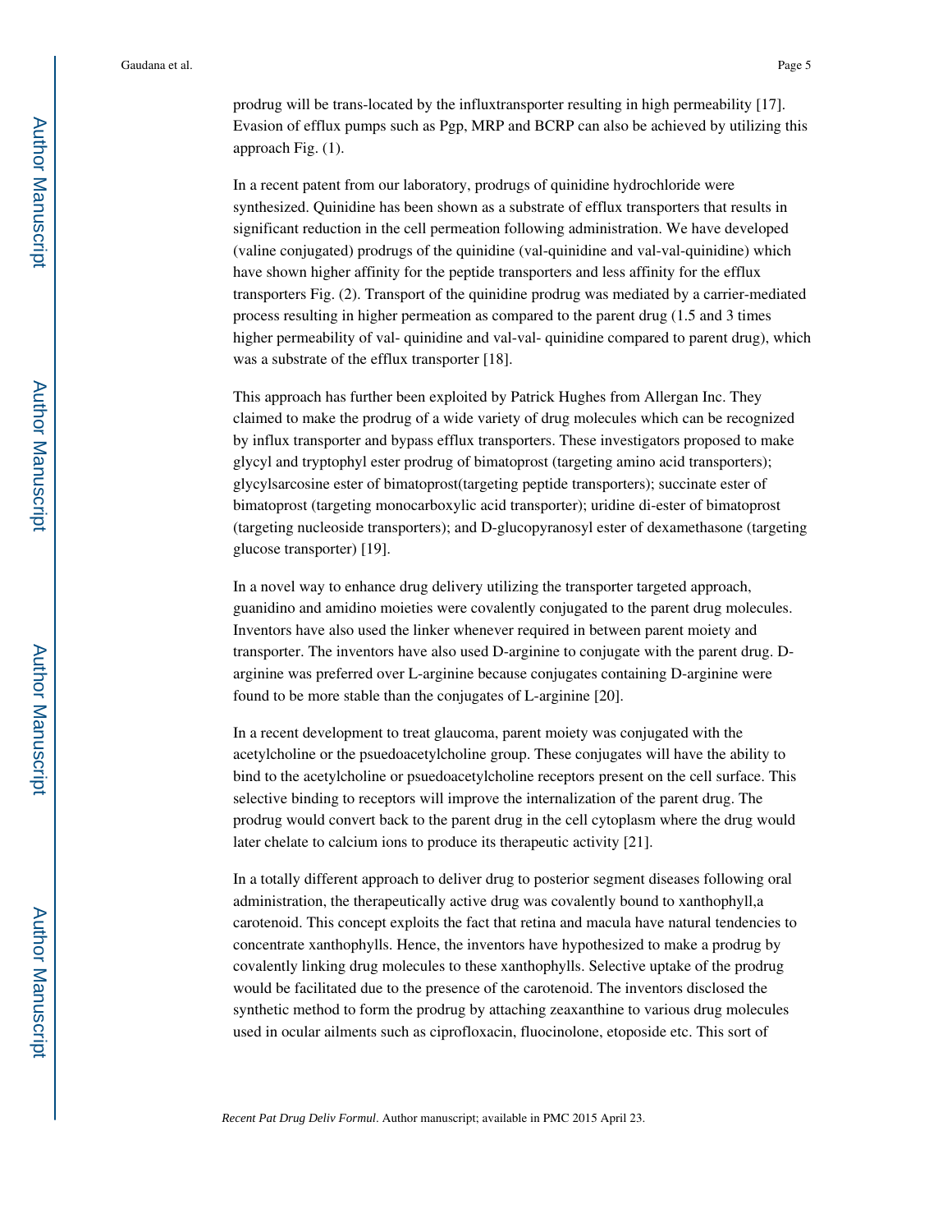prodrug will be trans-located by the influxtransporter resulting in high permeability [17]. Evasion of efflux pumps such as Pgp, MRP and BCRP can also be achieved by utilizing this approach Fig. (1).

In a recent patent from our laboratory, prodrugs of quinidine hydrochloride were synthesized. Quinidine has been shown as a substrate of efflux transporters that results in significant reduction in the cell permeation following administration. We have developed (valine conjugated) prodrugs of the quinidine (val-quinidine and val-val-quinidine) which have shown higher affinity for the peptide transporters and less affinity for the efflux transporters Fig. (2). Transport of the quinidine prodrug was mediated by a carrier-mediated process resulting in higher permeation as compared to the parent drug (1.5 and 3 times higher permeability of val- quinidine and val-val- quinidine compared to parent drug), which was a substrate of the efflux transporter [18].

This approach has further been exploited by Patrick Hughes from Allergan Inc. They claimed to make the prodrug of a wide variety of drug molecules which can be recognized by influx transporter and bypass efflux transporters. These investigators proposed to make glycyl and tryptophyl ester prodrug of bimatoprost (targeting amino acid transporters); glycylsarcosine ester of bimatoprost(targeting peptide transporters); succinate ester of bimatoprost (targeting monocarboxylic acid transporter); uridine di-ester of bimatoprost (targeting nucleoside transporters); and D-glucopyranosyl ester of dexamethasone (targeting glucose transporter) [19].

In a novel way to enhance drug delivery utilizing the transporter targeted approach, guanidino and amidino moieties were covalently conjugated to the parent drug molecules. Inventors have also used the linker whenever required in between parent moiety and transporter. The inventors have also used D-arginine to conjugate with the parent drug. D-arginine was preferred over L-arginine because conjugates containing D-arginine were found to be more stable than the conjugates of L-arginine [20].

In a recent development to treat glaucoma, parent moiety was conjugated with the acetylcholine or the psuedoacetylcholine group. These conjugates will have the ability to bind to the acetylcholine or psuedoacetylcholine receptors present on the cell surface. This selective binding to receptors will improve the internalization of the parent drug. The prodrug would convert back to the parent drug in the cell cytoplasm where the drug would later chelate to calcium ions to produce its therapeutic activity [21].

In a totally different approach to deliver drug to posterior segment diseases following oral administration, the therapeutically active drug was covalently bound to xanthophyll,a carotenoid. This concept exploits the fact that retina and macula have natural tendencies to concentrate xanthophylls. Hence, the inventors have hypothesized to make a prodrug by covalently linking drug molecules to these xanthophylls. Selective uptake of the prodrug would be facilitated due to the presence of the carotenoid. The inventors disclosed the synthetic method to form the prodrug by attaching zeaxanthine to various drug molecules used in ocular ailments such as ciprofloxacin, fluocinolone, etoposide etc. This sort of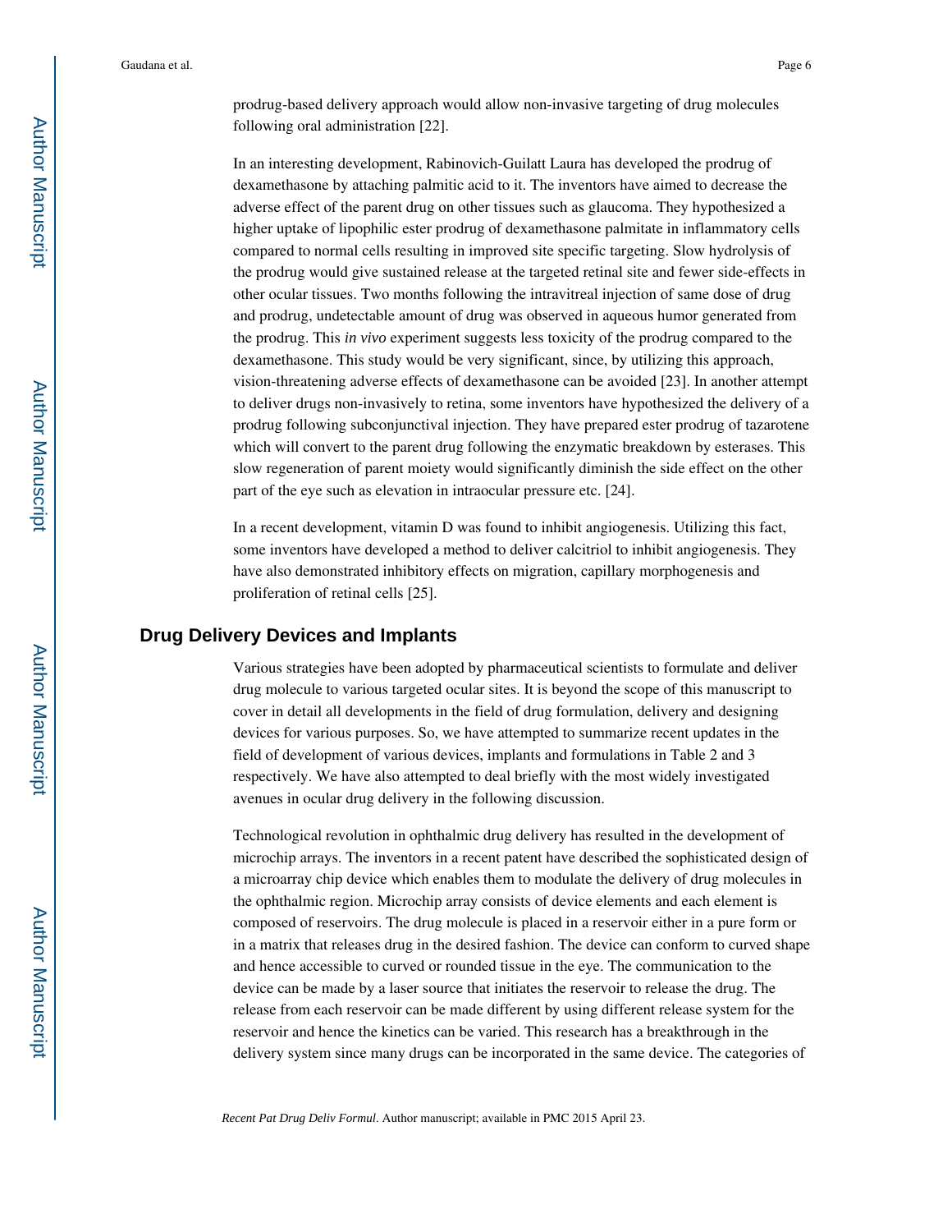prodrug-based delivery approach would allow non-invasive targeting of drug molecules following oral administration [22].

In an interesting development, Rabinovich-Guilatt Laura has developed the prodrug of dexamethasone by attaching palmitic acid to it. The inventors have aimed to decrease the adverse effect of the parent drug on other tissues such as glaucoma. They hypothesized a higher uptake of lipophilic ester prodrug of dexamethasone palmitate in inflammatory cells compared to normal cells resulting in improved site specific targeting. Slow hydrolysis of the prodrug would give sustained release at the targeted retinal site and fewer side-effects in other ocular tissues. Two months following the intravitreal injection of same dose of drug and prodrug, undetectable amount of drug was observed in aqueous humor generated from the prodrug. This *in vivo* experiment suggests less toxicity of the prodrug compared to the dexamethasone. This study would be very significant, since, by utilizing this approach, vision-threatening adverse effects of dexamethasone can be avoided [23]. In another attempt to deliver drugs non-invasively to retina, some inventors have hypothesized the delivery of a prodrug following subconjunctival injection. They have prepared ester prodrug of tazarotene which will convert to the parent drug following the enzymatic breakdown by esterases. This slow regeneration of parent moiety would significantly diminish the side effect on the other part of the eye such as elevation in intraocular pressure etc. [24].

In a recent development, vitamin D was found to inhibit angiogenesis. Utilizing this fact, some inventors have developed a method to deliver calcitriol to inhibit angiogenesis. They have also demonstrated inhibitory effects on migration, capillary morphogenesis and proliferation of retinal cells [25].

## Drug Delivery Devices and Implants

Various strategies have been adopted by pharmaceutical scientists to formulate and deliver drug molecule to various targeted ocular sites. It is beyond the scope of this manuscript to cover in detail all developments in the field of drug formulation, delivery and designing devices for various purposes. So, we have attempted to summarize recent updates in the field of development of various devices, implants and formulations in Table 2 and 3 respectively. We have also attempted to deal briefly with the most widely investigated avenues in ocular drug delivery in the following discussion.

Technological revolution in ophthalmic drug delivery has resulted in the development of microchip arrays. The inventors in a recent patent have described the sophisticated design of a microarray chip device which enables them to modulate the delivery of drug molecules in the ophthalmic region. Microchip array consists of device elements and each element is composed of reservoirs. The drug molecule is placed in a reservoir either in a pure form or in a matrix that releases drug in the desired fashion. The device can conform to curved shape and hence accessible to curved or rounded tissue in the eye. The communication to the device can be made by a laser source that initiates the reservoir to release the drug. The release from each reservoir can be made different by using different release system for the reservoir and hence the kinetics can be varied. This research has a breakthrough in the delivery system since many drugs can be incorporated in the same device. The categories of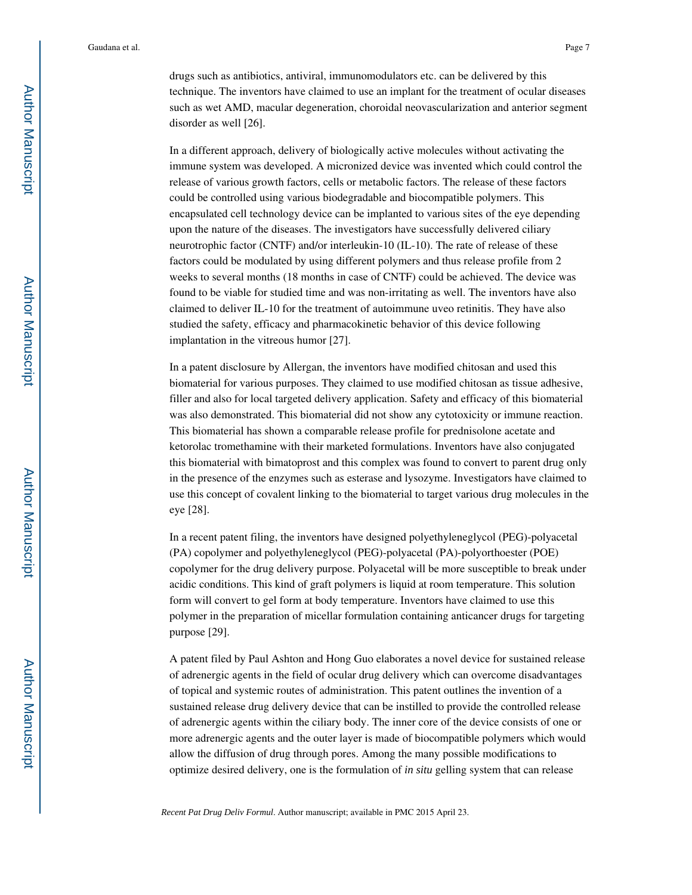drugs such as antibiotics, antiviral, immunomodulators etc. can be delivered by this technique. The inventors have claimed to use an implant for the treatment of ocular diseases such as wet AMD, macular degeneration, choroidal neovascularization and anterior segment disorder as well [26].

In a different approach, delivery of biologically active molecules without activating the immune system was developed. A micronized device was invented which could control the release of various growth factors, cells or metabolic factors. The release of these factors could be controlled using various biodegradable and biocompatible polymers. This encapsulated cell technology device can be implanted to various sites of the eye depending upon the nature of the diseases. The investigators have successfully delivered ciliary neurotrophic factor (CNTF) and/or interleukin-10 (IL-10). The rate of release of these factors could be modulated by using different polymers and thus release profile from 2 weeks to several months (18 months in case of CNTF) could be achieved. The device was found to be viable for studied time and was non-irritating as well. The inventors have also claimed to deliver IL-10 for the treatment of autoimmune uveo retinitis. They have also studied the safety, efficacy and pharmacokinetic behavior of this device following implantation in the vitreous humor [27].

In a patent disclosure by Allergan, the inventors have modified chitosan and used this biomaterial for various purposes. They claimed to use modified chitosan as tissue adhesive, filler and also for local targeted delivery application. Safety and efficacy of this biomaterial was also demonstrated. This biomaterial did not show any cytotoxicity or immune reaction. This biomaterial has shown a comparable release profile for prednisolone acetate and ketorolac tromethamine with their marketed formulations. Inventors have also conjugated this biomaterial with bimatoprost and this complex was found to convert to parent drug only in the presence of the enzymes such as esterase and lysozyme. Investigators have claimed to use this concept of covalent linking to the biomaterial to target various drug molecules in the eye [28].

In a recent patent filing, the inventors have designed polyethyleneglycol (PEG)-polyacetal (PA) copolymer and polyethyleneglycol (PEG)-polyacetal (PA)-polyorthoester (POE) copolymer for the drug delivery purpose. Polyacetal will be more susceptible to break under acidic conditions. This kind of graft polymers is liquid at room temperature. This solution form will convert to gel form at body temperature. Inventors have claimed to use this polymer in the preparation of micellar formulation containing anticancer drugs for targeting purpose [29].

A patent filed by Paul Ashton and Hong Guo elaborates a novel device for sustained release of adrenergic agents in the field of ocular drug delivery which can overcome disadvantages of topical and systemic routes of administration. This patent outlines the invention of a sustained release drug delivery device that can be instilled to provide the controlled release of adrenergic agents within the ciliary body. The inner core of the device consists of one or more adrenergic agents and the outer layer is made of biocompatible polymers which would allow the diffusion of drug through pores. Among the many possible modifications to optimize desired delivery, one is the formulation of *in situ* gelling system that can release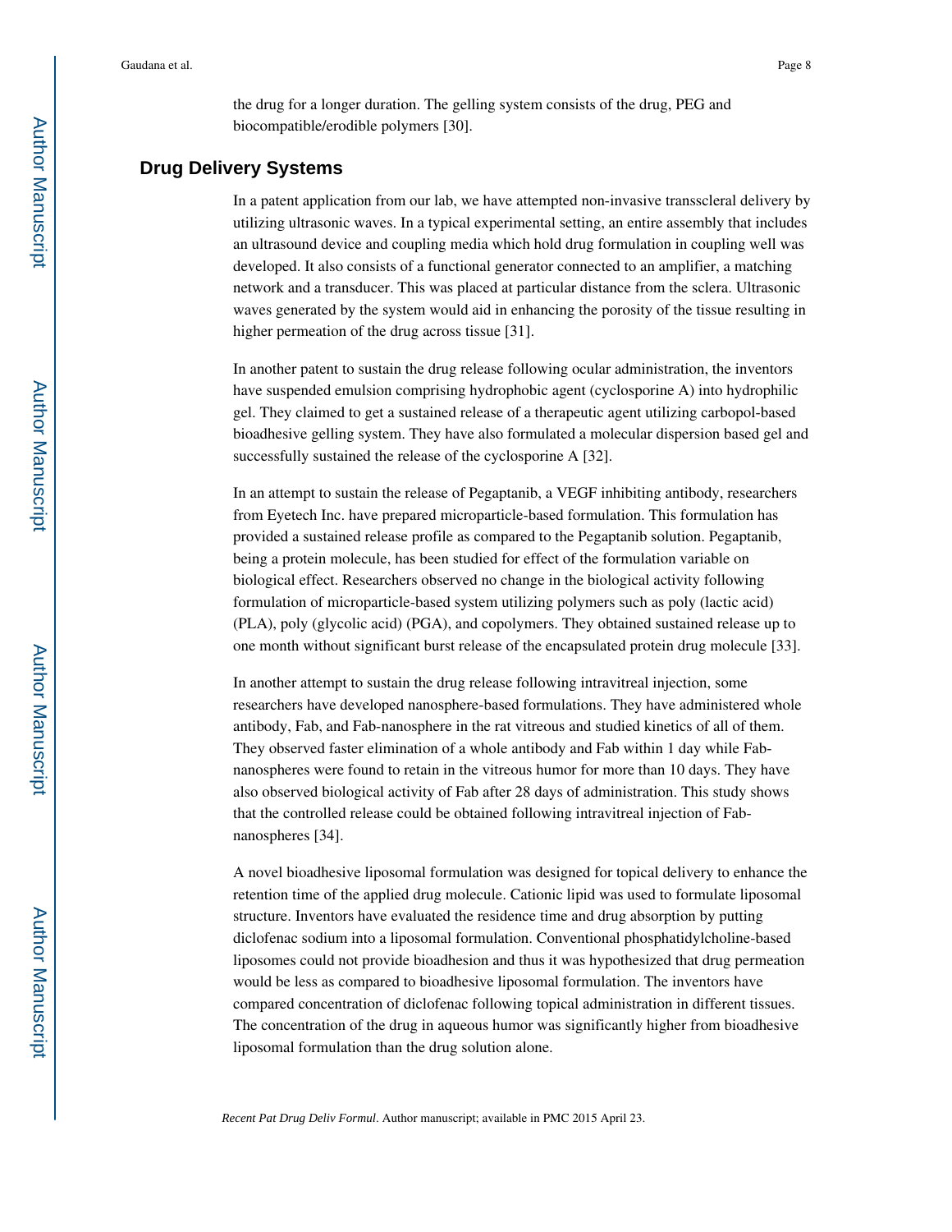the drug for a longer duration. The gelling system consists of the drug, PEG and biocompatible/erodible polymers [30].

## Drug Delivery Systems

In a patent application from our lab, we have attempted non-invasive transscleral delivery by utilizing ultrasonic waves. In a typical experimental setting, an entire assembly that includes an ultrasound device and coupling media which hold drug formulation in coupling well was developed. It also consists of a functional generator connected to an amplifier, a matching network and a transducer. This was placed at particular distance from the sclera. Ultrasonic waves generated by the system would aid in enhancing the porosity of the tissue resulting in higher permeation of the drug across tissue [31].

In another patent to sustain the drug release following ocular administration, the inventors have suspended emulsion comprising hydrophobic agent (cyclosporine A) into hydrophilic gel. They claimed to get a sustained release of a therapeutic agent utilizing carbopol-based bioadhesive gelling system. They have also formulated a molecular dispersion based gel and successfully sustained the release of the cyclosporine A [32].

In an attempt to sustain the release of Pegaptanib, a VEGF inhibiting antibody, researchers from Eyetech Inc. have prepared microparticle-based formulation. This formulation has provided a sustained release profile as compared to the Pegaptanib solution. Pegaptanib, being a protein molecule, has been studied for effect of the formulation variable on biological effect. Researchers observed no change in the biological activity following formulation of microparticle-based system utilizing polymers such as poly (lactic acid) (PLA), poly (glycolic acid) (PGA), and copolymers. They obtained sustained release up to one month without significant burst release of the encapsulated protein drug molecule [33].

In another attempt to sustain the drug release following intravitreal injection, some researchers have developed nanosphere-based formulations. They have administered whole antibody, Fab, and Fab-nanosphere in the rat vitreous and studied kinetics of all of them. They observed faster elimination of a whole antibody and Fab within 1 day while Fab-nanospheres were found to retain in the vitreous humor for more than 10 days. They have also observed biological activity of Fab after 28 days of administration. This study shows that the controlled release could be obtained following intravitreal injection of Fab-nanospheres [34].

A novel bioadhesive liposomal formulation was designed for topical delivery to enhance the retention time of the applied drug molecule. Cationic lipid was used to formulate liposomal structure. Inventors have evaluated the residence time and drug absorption by putting diclofenac sodium into a liposomal formulation. Conventional phosphatidylcholine-based liposomes could not provide bioadhesion and thus it was hypothesized that drug permeation would be less as compared to bioadhesive liposomal formulation. The inventors have compared concentration of diclofenac following topical administration in different tissues. The concentration of the drug in aqueous humor was significantly higher from bioadhesive liposomal formulation than the drug solution alone.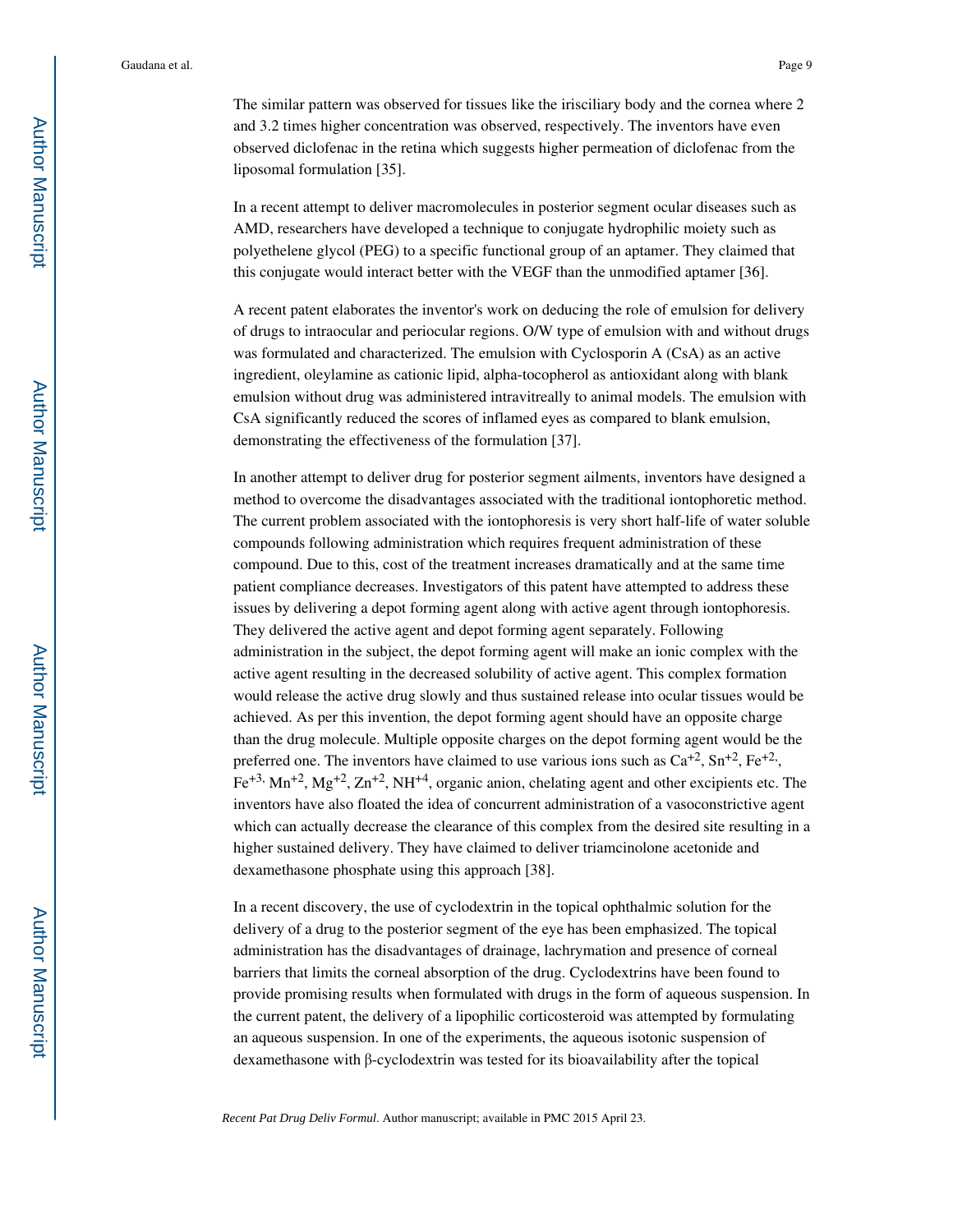The similar pattern was observed for tissues like the irisciliary body and the cornea where 2 and 3.2 times higher concentration was observed, respectively. The inventors have even observed diclofenac in the retina which suggests higher permeation of diclofenac from the liposomal formulation [35].

In a recent attempt to deliver macromolecules in posterior segment ocular diseases such as AMD, researchers have developed a technique to conjugate hydrophilic moiety such as polyethelene glycol (PEG) to a specific functional group of an aptamer. They claimed that this conjugate would interact better with the VEGF than the unmodified aptamer [36].

A recent patent elaborates the inventor's work on deducing the role of emulsion for delivery of drugs to intraocular and periocular regions. O/W type of emulsion with and without drugs was formulated and characterized. The emulsion with Cyclosporin A (CsA) as an active ingredient, oleylamine as cationic lipid, alpha-tocopherol as antioxidant along with blank emulsion without drug was administered intravitreally to animal models. The emulsion with CsA significantly reduced the scores of inflamed eyes as compared to blank emulsion, demonstrating the effectiveness of the formulation [37].

In another attempt to deliver drug for posterior segment ailments, inventors have designed a method to overcome the disadvantages associated with the traditional iontophoretic method. The current problem associated with the iontophoresis is very short half-life of water soluble compounds following administration which requires frequent administration of these compound. Due to this, cost of the treatment increases dramatically and at the same time patient compliance decreases. Investigators of this patent have attempted to address these issues by delivering a depot forming agent along with active agent through iontophoresis. They delivered the active agent and depot forming agent separately. Following administration in the subject, the depot forming agent will make an ionic complex with the active agent resulting in the decreased solubility of active agent. This complex formation would release the active drug slowly and thus sustained release into ocular tissues would be achieved. As per this invention, the depot forming agent should have an opposite charge than the drug molecule. Multiple opposite charges on the depot forming agent would be the preferred one. The inventors have claimed to use various ions such as $Ca^{+2}$, $Sn^{+2}$, $Fe^{+2}$, $Fe^{+3}$, $Mn^{+2}$, $Mg^{+2}$, $Zn^{+2}$, $NH^{+4}$, organic anion, chelating agent and other excipients etc. The inventors have also floated the idea of concurrent administration of a vasoconstrictive agent which can actually decrease the clearance of this complex from the desired site resulting in a higher sustained delivery. They have claimed to deliver triamcinolone acetonide and dexamethasone phosphate using this approach [38].

In a recent discovery, the use of cyclodextrin in the topical ophthalmic solution for the delivery of a drug to the posterior segment of the eye has been emphasized. The topical administration has the disadvantages of drainage, lachrymation and presence of corneal barriers that limits the corneal absorption of the drug. Cyclodextrins have been found to provide promising results when formulated with drugs in the form of aqueous suspension. In the current patent, the delivery of a lipophilic corticosteroid was attempted by formulating an aqueous suspension. In one of the experiments, the aqueous isotonic suspension of dexamethasone with β-cyclodextrin was tested for its bioavailability after the topical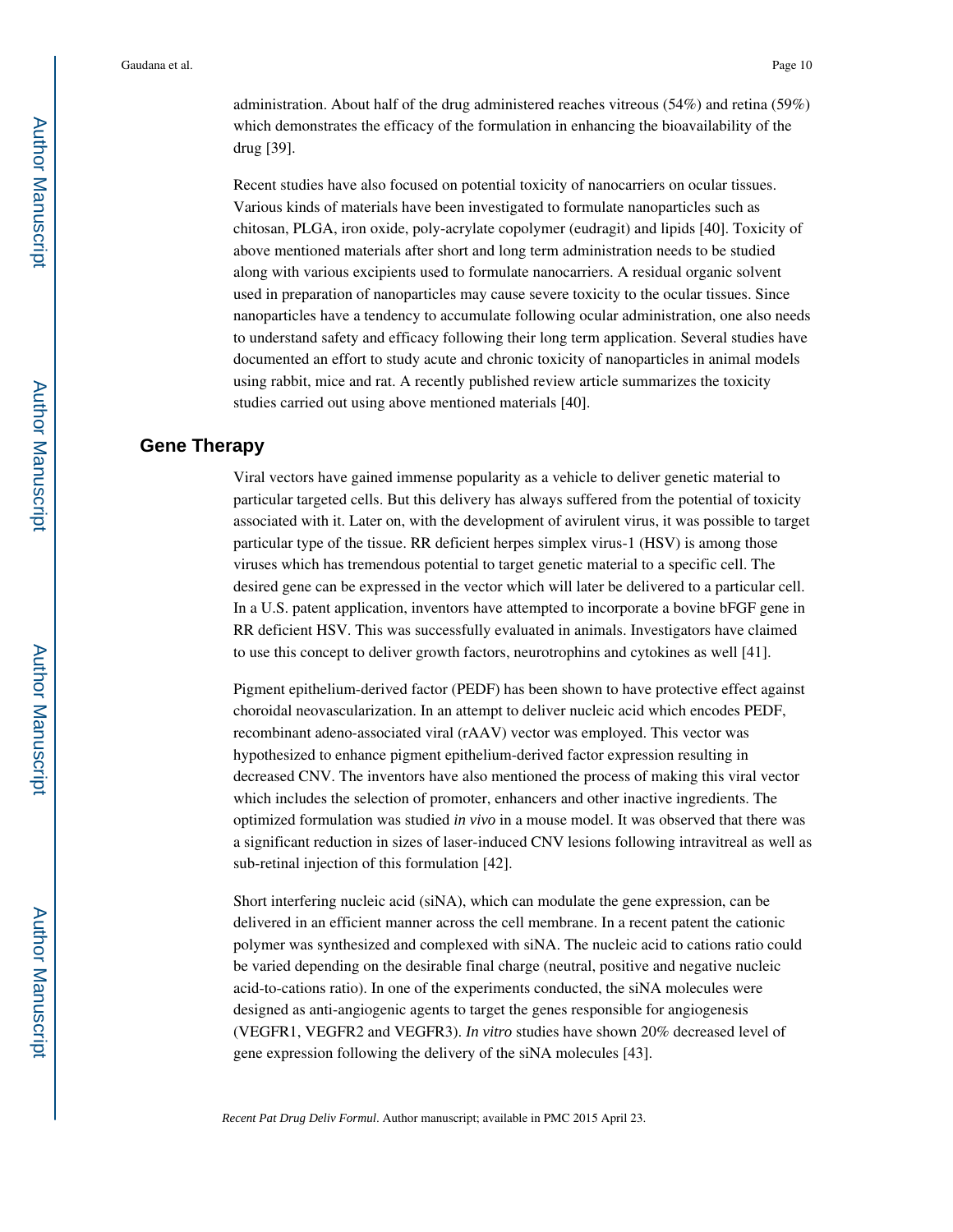administration. About half of the drug administered reaches vitreous (54%) and retina (59%) which demonstrates the efficacy of the formulation in enhancing the bioavailability of the drug [39].

Recent studies have also focused on potential toxicity of nanocarriers on ocular tissues. Various kinds of materials have been investigated to formulate nanoparticles such as chitosan, PLGA, iron oxide, poly-acrylate copolymer (eudragit) and lipids [40]. Toxicity of above mentioned materials after short and long term administration needs to be studied along with various excipients used to formulate nanocarriers. A residual organic solvent used in preparation of nanoparticles may cause severe toxicity to the ocular tissues. Since nanoparticles have a tendency to accumulate following ocular administration, one also needs to understand safety and efficacy following their long term application. Several studies have documented an effort to study acute and chronic toxicity of nanoparticles in animal models using rabbit, mice and rat. A recently published review article summarizes the toxicity studies carried out using above mentioned materials [40].

## Gene Therapy

Viral vectors have gained immense popularity as a vehicle to deliver genetic material to particular targeted cells. But this delivery has always suffered from the potential of toxicity associated with it. Later on, with the development of avirulent virus, it was possible to target particular type of the tissue. RR deficient herpes simplex virus-1 (HSV) is among those viruses which has tremendous potential to target genetic material to a specific cell. The desired gene can be expressed in the vector which will later be delivered to a particular cell. In a U.S. patent application, inventors have attempted to incorporate a bovine bFGF gene in RR deficient HSV. This was successfully evaluated in animals. Investigators have claimed to use this concept to deliver growth factors, neurotrophins and cytokines as well [41].

Pigment epithelium-derived factor (PEDF) has been shown to have protective effect against choroidal neovascularization. In an attempt to deliver nucleic acid which encodes PEDF, recombinant adeno-associated viral (rAAV) vector was employed. This vector was hypothesized to enhance pigment epithelium-derived factor expression resulting in decreased CNV. The inventors have also mentioned the process of making this viral vector which includes the selection of promoter, enhancers and other inactive ingredients. The optimized formulation was studied *in vivo* in a mouse model. It was observed that there was a significant reduction in sizes of laser-induced CNV lesions following intravitreal as well as sub-retinal injection of this formulation [42].

Short interfering nucleic acid (siNA), which can modulate the gene expression, can be delivered in an efficient manner across the cell membrane. In a recent patent the cationic polymer was synthesized and complexed with siNA. The nucleic acid to cations ratio could be varied depending on the desirable final charge (neutral, positive and negative nucleic acid-to-cations ratio). In one of the experiments conducted, the siNA molecules were designed as anti-angiogenic agents to target the genes responsible for angiogenesis (VEGFR1, VEGFR2 and VEGFR3). *In vitro* studies have shown 20% decreased level of gene expression following the delivery of the siNA molecules [43].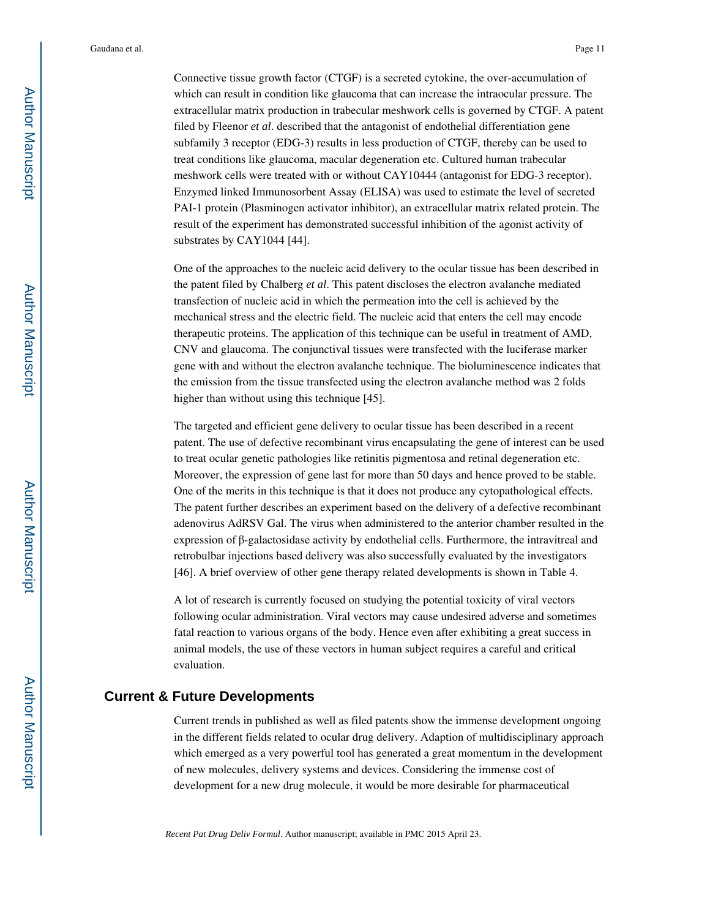Connective tissue growth factor (CTGF) is a secreted cytokine, the over-accumulation of which can result in condition like glaucoma that can increase the intraocular pressure. The extracellular matrix production in trabecular meshwork cells is governed by CTGF. A patent filed by Fleenor *et al*. described that the antagonist of endothelial differentiation gene subfamily 3 receptor (EDG-3) results in less production of CTGF, thereby can be used to treat conditions like glaucoma, macular degeneration etc. Cultured human trabecular meshwork cells were treated with or without CAY10444 (antagonist for EDG-3 receptor). Enzymed linked Immunosorbent Assay (ELISA) was used to estimate the level of secreted PAI-1 protein (Plasminogen activator inhibitor), an extracellular matrix related protein. The result of the experiment has demonstrated successful inhibition of the agonist activity of substrates by CAY1044 [44].

One of the approaches to the nucleic acid delivery to the ocular tissue has been described in the patent filed by Chalberg *et al*. This patent discloses the electron avalanche mediated transfection of nucleic acid in which the permeation into the cell is achieved by the mechanical stress and the electric field. The nucleic acid that enters the cell may encode therapeutic proteins. The application of this technique can be useful in treatment of AMD, CNV and glaucoma. The conjunctival tissues were transfected with the luciferase marker gene with and without the electron avalanche technique. The bioluminescence indicates that the emission from the tissue transfected using the electron avalanche method was 2 folds higher than without using this technique [45].

The targeted and efficient gene delivery to ocular tissue has been described in a recent patent. The use of defective recombinant virus encapsulating the gene of interest can be used to treat ocular genetic pathologies like retinitis pigmentosa and retinal degeneration etc. Moreover, the expression of gene last for more than 50 days and hence proved to be stable. One of the merits in this technique is that it does not produce any cytopathological effects. The patent further describes an experiment based on the delivery of a defective recombinant adenovirus AdRSV Gal. The virus when administered to the anterior chamber resulted in the expression of β-galactosidase activity by endothelial cells. Furthermore, the intravitreal and retrobulbar injections based delivery was also successfully evaluated by the investigators [46]. A brief overview of other gene therapy related developments is shown in Table 4.

A lot of research is currently focused on studying the potential toxicity of viral vectors following ocular administration. Viral vectors may cause undesired adverse and sometimes fatal reaction to various organs of the body. Hence even after exhibiting a great success in animal models, the use of these vectors in human subject requires a careful and critical evaluation.

## Current & Future Developments

Current trends in published as well as filed patents show the immense development ongoing in the different fields related to ocular drug delivery. Adaption of multidisciplinary approach which emerged as a very powerful tool has generated a great momentum in the development of new molecules, delivery systems and devices. Considering the immense cost of development for a new drug molecule, it would be more desirable for pharmaceutical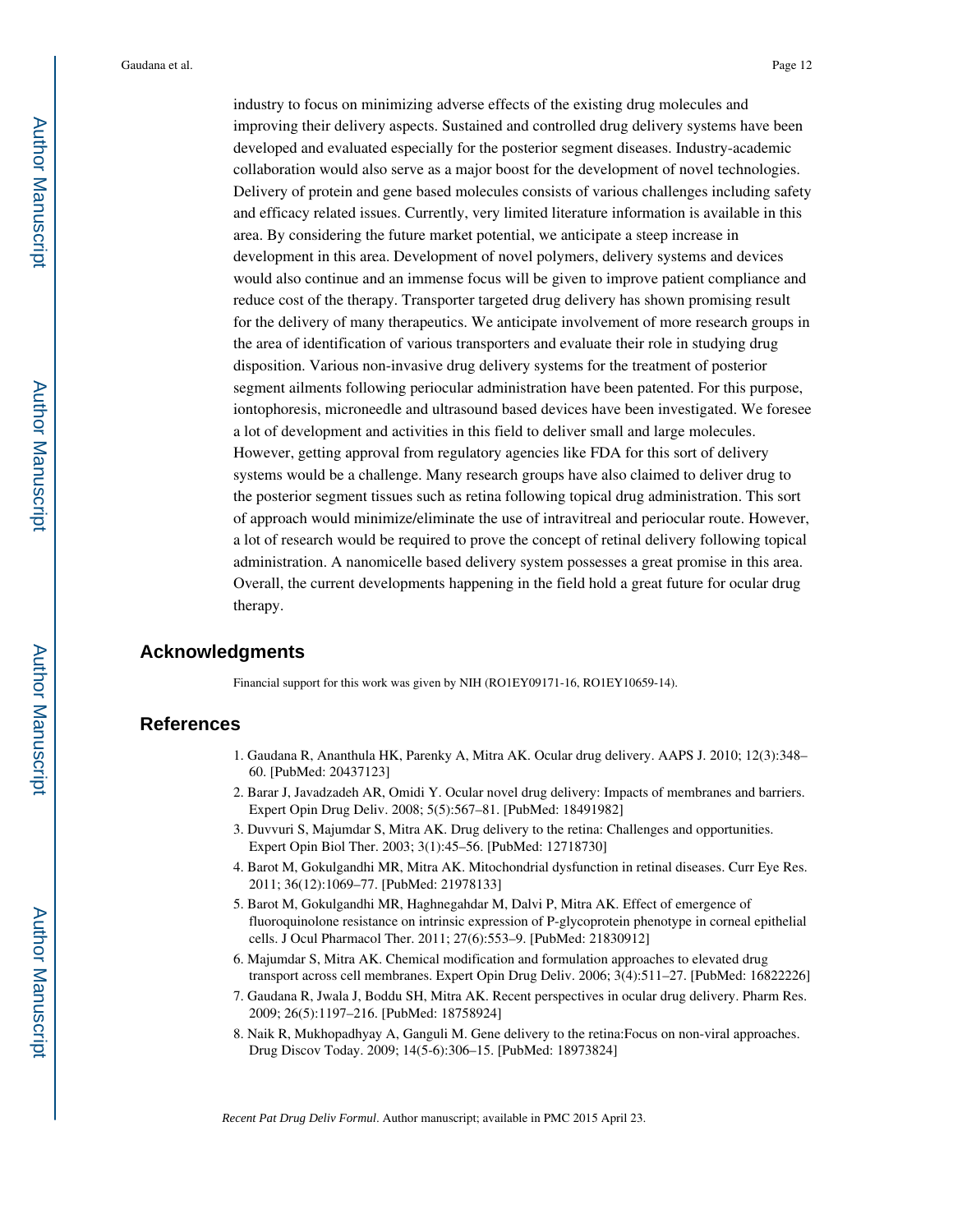industry to focus on minimizing adverse effects of the existing drug molecules and improving their delivery aspects. Sustained and controlled drug delivery systems have been developed and evaluated especially for the posterior segment diseases. Industry-academic collaboration would also serve as a major boost for the development of novel technologies. Delivery of protein and gene based molecules consists of various challenges including safety and efficacy related issues. Currently, very limited literature information is available in this area. By considering the future market potential, we anticipate a steep increase in development in this area. Development of novel polymers, delivery systems and devices would also continue and an immense focus will be given to improve patient compliance and reduce cost of the therapy. Transporter targeted drug delivery has shown promising result for the delivery of many therapeutics. We anticipate involvement of more research groups in the area of identification of various transporters and evaluate their role in studying drug disposition. Various non-invasive drug delivery systems for the treatment of posterior segment ailments following periocular administration have been patented. For this purpose, iontophoresis, microneedle and ultrasound based devices have been investigated. We foresee a lot of development and activities in this field to deliver small and large molecules. However, getting approval from regulatory agencies like FDA for this sort of delivery systems would be a challenge. Many research groups have also claimed to deliver drug to the posterior segment tissues such as retina following topical drug administration. This sort of approach would minimize/eliminate the use of intravitreal and periocular route. However, a lot of research would be required to prove the concept of retinal delivery following topical administration. A nanomicelle based delivery system possesses a great promise in this area. Overall, the current developments happening in the field hold a great future for ocular drug therapy.

## Acknowledgments

Financial support for this work was given by NIH (RO1EY09171-16, RO1EY10659-14).

## References

1. Gaudana R, Ananthula HK, Parenky A, Mitra AK. Ocular drug delivery. AAPS J. 2010; 12(3):348–60. [PubMed: 20437123]
2. Barar J, Javadzadeh AR, Omidi Y. Ocular novel drug delivery: Impacts of membranes and barriers. Expert Opin Drug Deliv. 2008; 5(5):567–81. [PubMed: 18491982]
3. Duvvuri S, Majumdar S, Mitra AK. Drug delivery to the retina: Challenges and opportunities. Expert Opin Biol Ther. 2003; 3(1):45–56. [PubMed: 12718730]
4. Barot M, Gokulgandhi MR, Mitra AK. Mitochondrial dysfunction in retinal diseases. Curr Eye Res. 2011; 36(12):1069–77. [PubMed: 21978133]
5. Barot M, Gokulgandhi MR, Haghnegahdar M, Dalvi P, Mitra AK. Effect of emergence of fluoroquinolone resistance on intrinsic expression of P-glycoprotein phenotype in corneal epithelial cells. J Ocul Pharmacol Ther. 2011; 27(6):553–9. [PubMed: 21830912]
6. Majumdar S, Mitra AK. Chemical modification and formulation approaches to elevated drug transport across cell membranes. Expert Opin Drug Deliv. 2006; 3(4):511–27. [PubMed: 16822226]
7. Gaudana R, Jwala J, Boddu SH, Mitra AK. Recent perspectives in ocular drug delivery. Pharm Res. 2009; 26(5):1197–216. [PubMed: 18758924]
8. Naik R, Mukhopadhyay A, Ganguli M. Gene delivery to the retina:Focus on non-viral approaches. Drug Discov Today. 2009; 14(5-6):306–15. [PubMed: 18973824]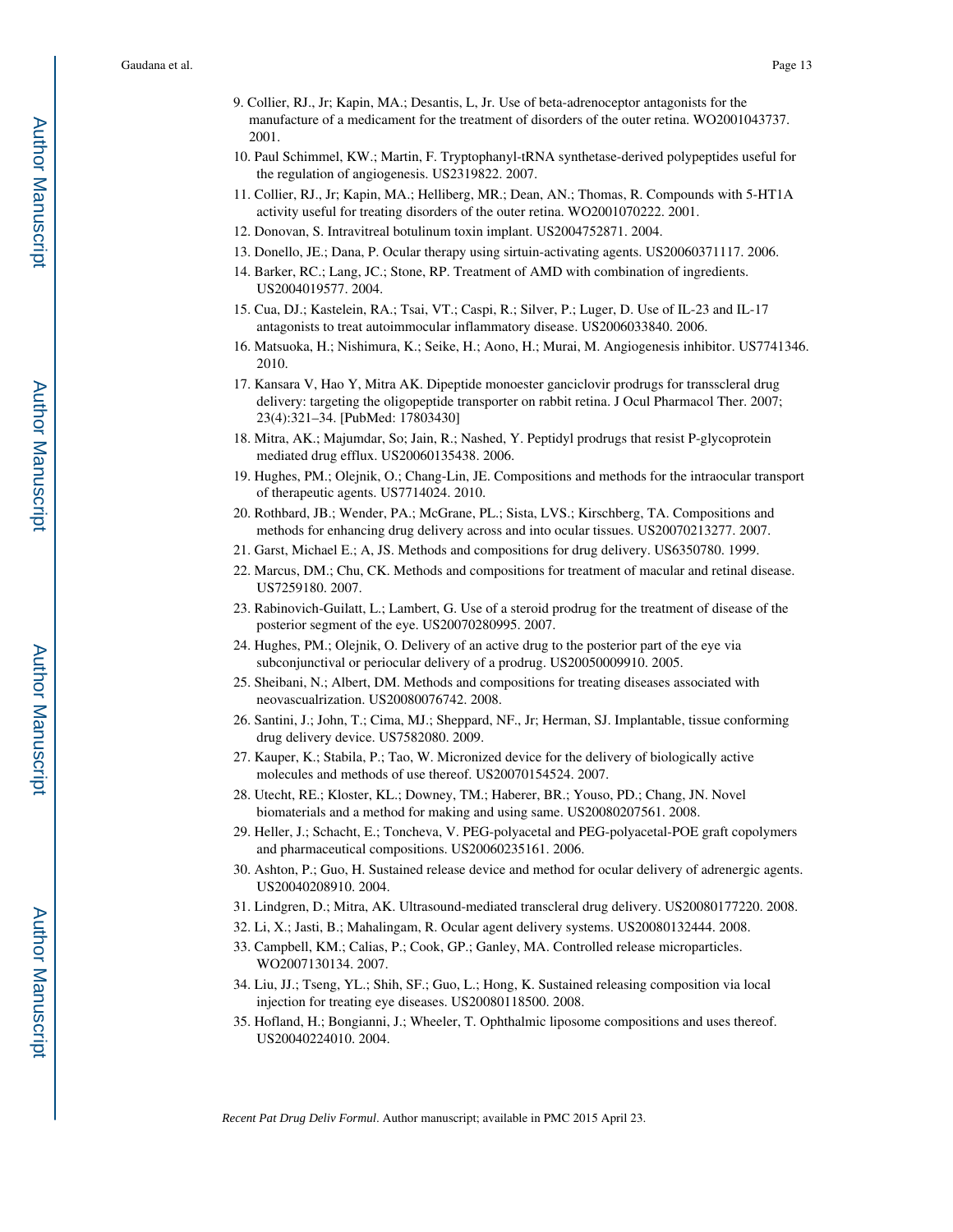9. Collier, RJ., Jr; Kapin, MA.; Desantis, L, Jr. Use of beta-adrenoceptor antagonists for the manufacture of a medicament for the treatment of disorders of the outer retina. WO2001043737. 2001.
10. Paul Schimmel, KW.; Martin, F. Tryptophanyl-tRNA synthetase-derived polypeptides useful for the regulation of angiogenesis. US2319822. 2007.
11. Collier, RJ., Jr; Kapin, MA.; Helliberg, MR.; Dean, AN.; Thomas, R. Compounds with 5-HT1A activity useful for treating disorders of the outer retina. WO2001070222. 2001.
12. Donovan, S. Intravitreal botulinum toxin implant. US2004752871. 2004.
13. Donello, JE.; Dana, P. Ocular therapy using sirtuin-activating agents. US20060371117. 2006.
14. Barker, RC.; Lang, JC.; Stone, RP. Treatment of AMD with combination of ingredients. US2004019577. 2004.
15. Cua, DJ.; Kastelein, RA.; Tsai, VT.; Caspi, R.; Silver, P.; Luger, D. Use of IL-23 and IL-17 antagonists to treat autoimmocular inflammatory disease. US2006033840. 2006.
16. Matsuoka, H.; Nishimura, K.; Seike, H.; Aono, H.; Murai, M. Angiogenesis inhibitor. US7741346. 2010.
17. Kansara V, Hao Y, Mitra AK. Dipeptide monoester ganciclovir prodrugs for transscleral drug delivery: targeting the oligopeptide transporter on rabbit retina. J Ocul Pharmacol Ther. 2007; 23(4):321–34. [PubMed: 17803430]
18. Mitra, AK.; Majumdar, So; Jain, R.; Nashed, Y. Peptidyl prodrugs that resist P-glycoprotein mediated drug efflux. US20060135438. 2006.
19. Hughes, PM.; Olejnik, O.; Chang-Lin, JE. Compositions and methods for the intraocular transport of therapeutic agents. US7714024. 2010.
20. Rothbard, JB.; Wender, PA.; McGrane, PL.; Sista, LVS.; Kirschberg, TA. Compositions and methods for enhancing drug delivery across and into ocular tissues. US20070213277. 2007.
21. Garst, Michael E.; A, JS. Methods and compositions for drug delivery. US6350780. 1999.
22. Marcus, DM.; Chu, CK. Methods and compositions for treatment of macular and retinal disease. US7259180. 2007.
23. Rabinovich-Guilatt, L.; Lambert, G. Use of a steroid prodrug for the treatment of disease of the posterior segment of the eye. US20070280995. 2007.
24. Hughes, PM.; Olejnik, O. Delivery of an active drug to the posterior part of the eye via subconjunctival or periocular delivery of a prodrug. US20050009910. 2005.
25. Sheibani, N.; Albert, DM. Methods and compositions for treating diseases associated with neovascualrization. US20080076742. 2008.
26. Santini, J.; John, T.; Cima, MJ.; Sheppard, NF., Jr; Herman, SJ. Implantable, tissue conforming drug delivery device. US7582080. 2009.
27. Kauper, K.; Stabila, P.; Tao, W. Micronized device for the delivery of biologically active molecules and methods of use thereof. US20070154524. 2007.
28. Utecht, RE.; Kloster, KL.; Downey, TM.; Haberer, BR.; Youso, PD.; Chang, JN. Novel biomaterials and a method for making and using same. US20080207561. 2008.
29. Heller, J.; Schacht, E.; Toncheva, V. PEG-polyacetal and PEG-polyacetal-POE graft copolymers and pharmaceutical compositions. US20060235161. 2006.
30. Ashton, P.; Guo, H. Sustained release device and method for ocular delivery of adrenergic agents. US20040208910. 2004.
31. Lindgren, D.; Mitra, AK. Ultrasound-mediated transcleral drug delivery. US20080177220. 2008.
32. Li, X.; Jasti, B.; Mahalingam, R. Ocular agent delivery systems. US20080132444. 2008.
33. Campbell, KM.; Calias, P.; Cook, GP.; Ganley, MA. Controlled release microparticles. WO2007130134. 2007.
34. Liu, JJ.; Tseng, YL.; Shih, SF.; Guo, L.; Hong, K. Sustained releasing composition via local injection for treating eye diseases. US20080118500. 2008.
35. Hofland, H.; Bongianni, J.; Wheeler, T. Ophthalmic liposome compositions and uses thereof. US20040224010. 2004.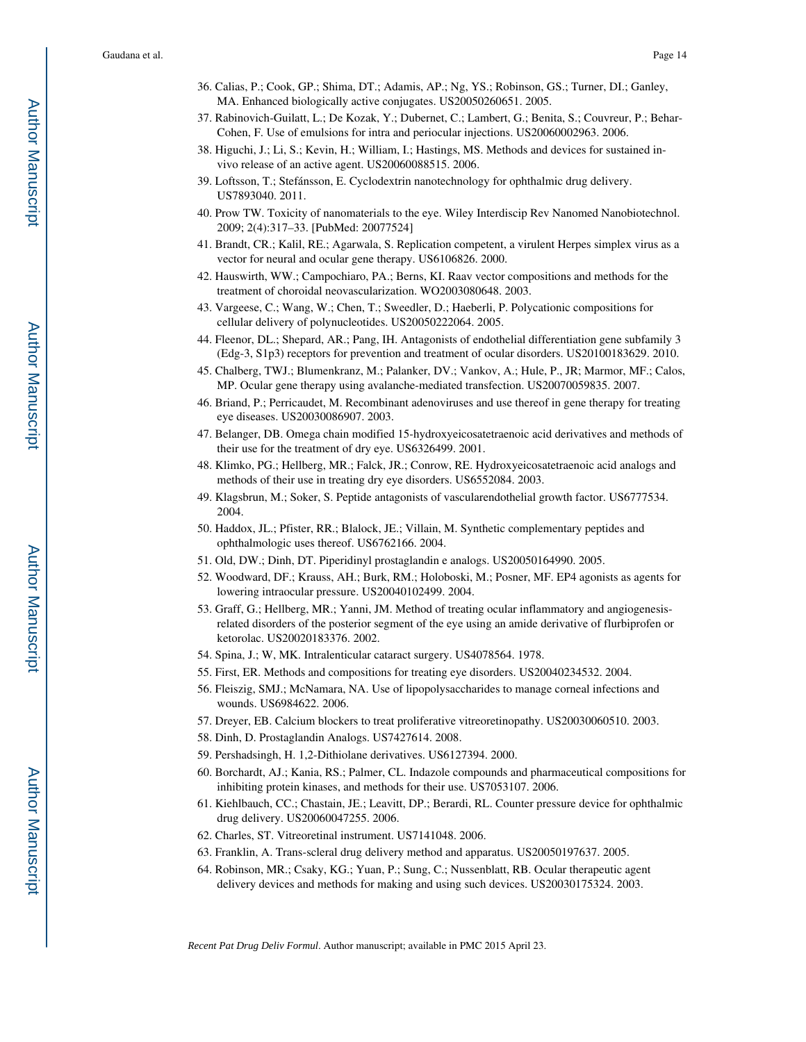36. Calias, P.; Cook, GP.; Shima, DT.; Adamis, AP.; Ng, YS.; Robinson, GS.; Turner, DI.; Ganley, MA. Enhanced biologically active conjugates. US20050260651. 2005.
37. Rabinovich-Guilatt, L.; De Kozak, Y.; Dubernet, C.; Lambert, G.; Benita, S.; Couvreur, P.; Behar-Cohen, F. Use of emulsions for intra and periocular injections. US20060002963. 2006.
38. Higuchi, J.; Li, S.; Kevin, H.; William, I.; Hastings, MS. Methods and devices for sustained in-vivo release of an active agent. US20060088515. 2006.
39. Loftsson, T.; Stefánsson, E. Cyclodextrin nanotechnology for ophthalmic drug delivery. US7893040. 2011.
40. Prow TW. Toxicity of nanomaterials to the eye. Wiley Interdiscip Rev Nanomed Nanobiotechnol. 2009; 2(4):317–33. [PubMed: 20077524]
41. Brandt, CR.; Kalil, RE.; Agarwala, S. Replication competent, a virulent Herpes simplex virus as a vector for neural and ocular gene therapy. US6106826. 2000.
42. Hauswirth, WW.; Campochiaro, PA.; Berns, KI. Raav vector compositions and methods for the treatment of choroidal neovascularization. WO2003080648. 2003.
43. Vargeese, C.; Wang, W.; Chen, T.; Sweedler, D.; Haeberli, P. Polycationic compositions for cellular delivery of polynucleotides. US20050222064. 2005.
44. Fleenor, DL.; Shepard, AR.; Pang, IH. Antagonists of endothelial differentiation gene subfamily 3 (Edg-3, S1p3) receptors for prevention and treatment of ocular disorders. US20100183629. 2010.
45. Chalberg, TWJ.; Blumenkranz, M.; Palanker, DV.; Vankov, A.; Hule, P., JR; Marmor, MF.; Calos, MP. Ocular gene therapy using avalanche-mediated transfection. US20070059835. 2007.
46. Briand, P.; Perricaudet, M. Recombinant adenoviruses and use thereof in gene therapy for treating eye diseases. US20030086907. 2003.
47. Belanger, DB. Omega chain modified 15-hydroxyeicosatetraenoic acid derivatives and methods of their use for the treatment of dry eye. US6326499. 2001.
48. Klimko, PG.; Hellberg, MR.; Falck, JR.; Conrow, RE. Hydroxyeicosatetraenoic acid analogs and methods of their use in treating dry eye disorders. US6552084. 2003.
49. Klagsbrun, M.; Soker, S. Peptide antagonists of vascularendothelial growth factor. US6777534. 2004.
50. Haddox, JL.; Pfister, RR.; Blalock, JE.; Villain, M. Synthetic complementary peptides and ophthalmologic uses thereof. US6762166. 2004.
51. Old, DW.; Dinh, DT. Piperidinyl prostaglandin e analogs. US20050164990. 2005.
52. Woodward, DF.; Krauss, AH.; Burk, RM.; Holoboski, M.; Posner, MF. EP4 agonists as agents for lowering intraocular pressure. US20040102499. 2004.
53. Graff, G.; Hellberg, MR.; Yanni, JM. Method of treating ocular inflammatory and angiogenesis-related disorders of the posterior segment of the eye using an amide derivative of flurbiprofen or ketorolac. US20020183376. 2002.
54. Spina, J.; W, MK. Intralenticular cataract surgery. US4078564. 1978.
55. First, ER. Methods and compositions for treating eye disorders. US20040234532. 2004.
56. Fleiszig, SMJ.; McNamara, NA. Use of lipopolysaccharides to manage corneal infections and wounds. US6984622. 2006.
57. Dreyer, EB. Calcium blockers to treat proliferative vitreoretinopathy. US20030060510. 2003.
58. Dinh, D. Prostaglandin Analogs. US7427614. 2008.
59. Pershadsingh, H. 1,2-Dithiolane derivatives. US6127394. 2000.
60. Borchardt, AJ.; Kania, RS.; Palmer, CL. Indazole compounds and pharmaceutical compositions for inhibiting protein kinases, and methods for their use. US7053107. 2006.
61. Kiehlbauch, CC.; Chastain, JE.; Leavitt, DP.; Berardi, RL. Counter pressure device for ophthalmic drug delivery. US20060047255. 2006.
62. Charles, ST. Vitreoretinal instrument. US7141048. 2006.
63. Franklin, A. Trans-scleral drug delivery method and apparatus. US20050197637. 2005.
64. Robinson, MR.; Csaky, KG.; Yuan, P.; Sung, C.; Nussenblatt, RB. Ocular therapeutic agent delivery devices and methods for making and using such devices. US20030175324. 2003.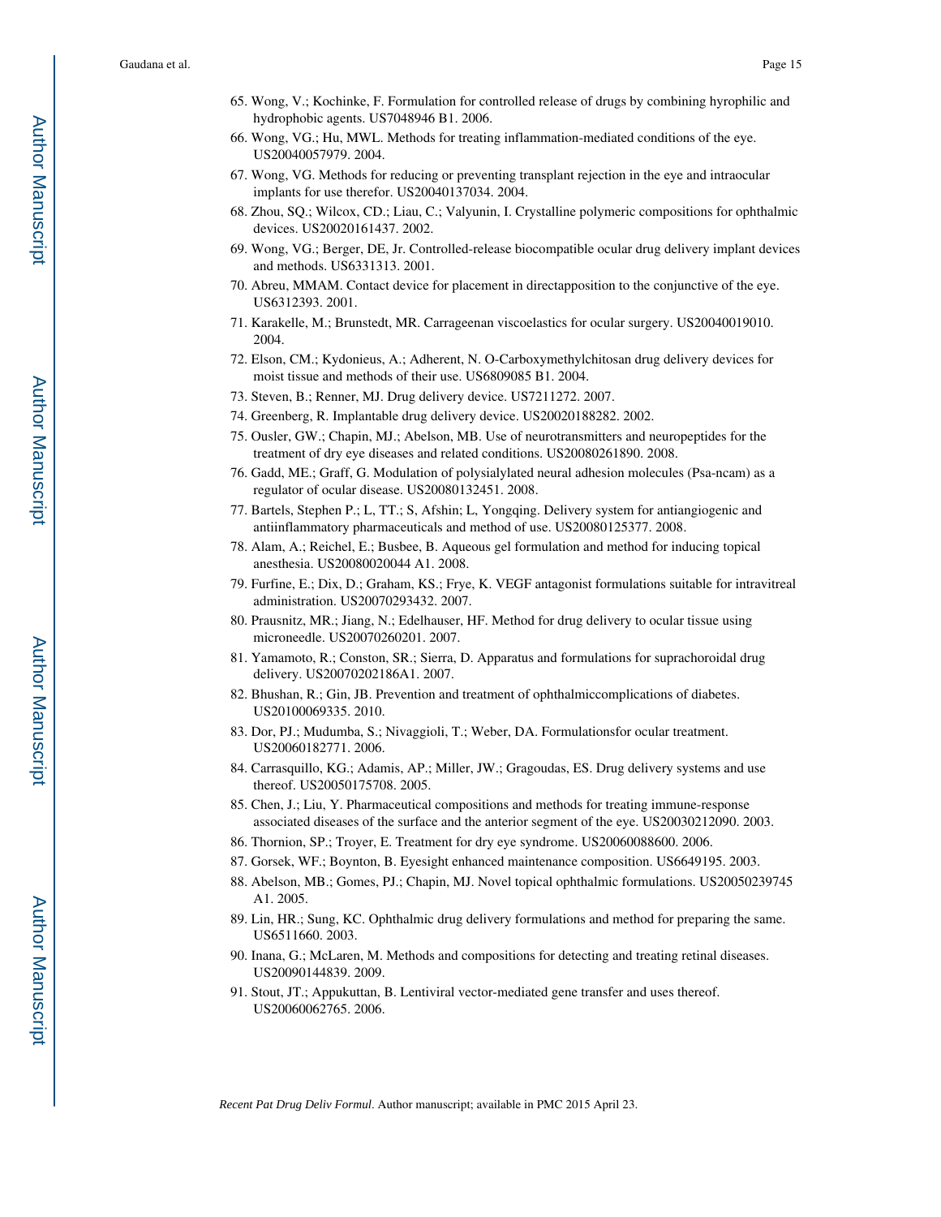65. Wong, V.; Kochinke, F. Formulation for controlled release of drugs by combining hyrophilic and hydrophobic agents. US7048946 B1. 2006.
66. Wong, VG.; Hu, MWL. Methods for treating inflammation-mediated conditions of the eye. US20040057979. 2004.
67. Wong, VG. Methods for reducing or preventing transplant rejection in the eye and intraocular implants for use therefor. US20040137034. 2004.
68. Zhou, SQ.; Wilcox, CD.; Liau, C.; Valyunin, I. Crystalline polymeric compositions for ophthalmic devices. US20020161437. 2002.
69. Wong, VG.; Berger, DE, Jr. Controlled-release biocompatible ocular drug delivery implant devices and methods. US6331313. 2001.
70. Abreu, MMAM. Contact device for placement in directapposition to the conjunctive of the eye. US6312393. 2001.
71. Karakelle, M.; Brunstedt, MR. Carrageenan viscoelastics for ocular surgery. US20040019010. 2004.
72. Elson, CM.; Kydonieus, A.; Adherent, N. O-Carboxymethylchitosan drug delivery devices for moist tissue and methods of their use. US6809085 B1. 2004.
73. Steven, B.; Renner, MJ. Drug delivery device. US7211272. 2007.
74. Greenberg, R. Implantable drug delivery device. US20020188282. 2002.
75. Ousler, GW.; Chapin, MJ.; Abelson, MB. Use of neurotransmitters and neuropeptides for the treatment of dry eye diseases and related conditions. US20080261890. 2008.
76. Gadd, ME.; Graff, G. Modulation of polysialylated neural adhesion molecules (Psa-ncam) as a regulator of ocular disease. US20080132451. 2008.
77. Bartels, Stephen P.; L, TT.; S, Afshin; L, Yongqing. Delivery system for antiangiogenic and antiinflammatory pharmaceuticals and method of use. US20080125377. 2008.
78. Alam, A.; Reichel, E.; Busbee, B. Aqueous gel formulation and method for inducing topical anesthesia. US20080020044 A1. 2008.
79. Furfine, E.; Dix, D.; Graham, KS.; Frye, K. VEGF antagonist formulations suitable for intravitreal administration. US20070293432. 2007.
80. Prausnitz, MR.; Jiang, N.; Edelhauser, HF. Method for drug delivery to ocular tissue using microneedle. US20070260201. 2007.
81. Yamamoto, R.; Conston, SR.; Sierra, D. Apparatus and formulations for suprachoroidal drug delivery. US20070202186A1. 2007.
82. Bhushan, R.; Gin, JB. Prevention and treatment of ophthalmiccomplications of diabetes. US20100069335. 2010.
83. Dor, PJ.; Mudumba, S.; Nivaggioli, T.; Weber, DA. Formulationsfor ocular treatment. US20060182771. 2006.
84. Carrasquillo, KG.; Adamis, AP.; Miller, JW.; Gragoudas, ES. Drug delivery systems and use thereof. US20050175708. 2005.
85. Chen, J.; Liu, Y. Pharmaceutical compositions and methods for treating immune-response associated diseases of the surface and the anterior segment of the eye. US20030212090. 2003.
86. Thornion, SP.; Troyer, E. Treatment for dry eye syndrome. US20060088600. 2006.
87. Gorsek, WF.; Boynton, B. Eyesight enhanced maintenance composition. US6649195. 2003.
88. Abelson, MB.; Gomes, PJ.; Chapin, MJ. Novel topical ophthalmic formulations. US20050239745 A1. 2005.
89. Lin, HR.; Sung, KC. Ophthalmic drug delivery formulations and method for preparing the same. US6511660. 2003.
90. Inana, G.; McLaren, M. Methods and compositions for detecting and treating retinal diseases. US20090144839. 2009.
91. Stout, JT.; Appukuttan, B. Lentiviral vector-mediated gene transfer and uses thereof. US20060062765. 2006.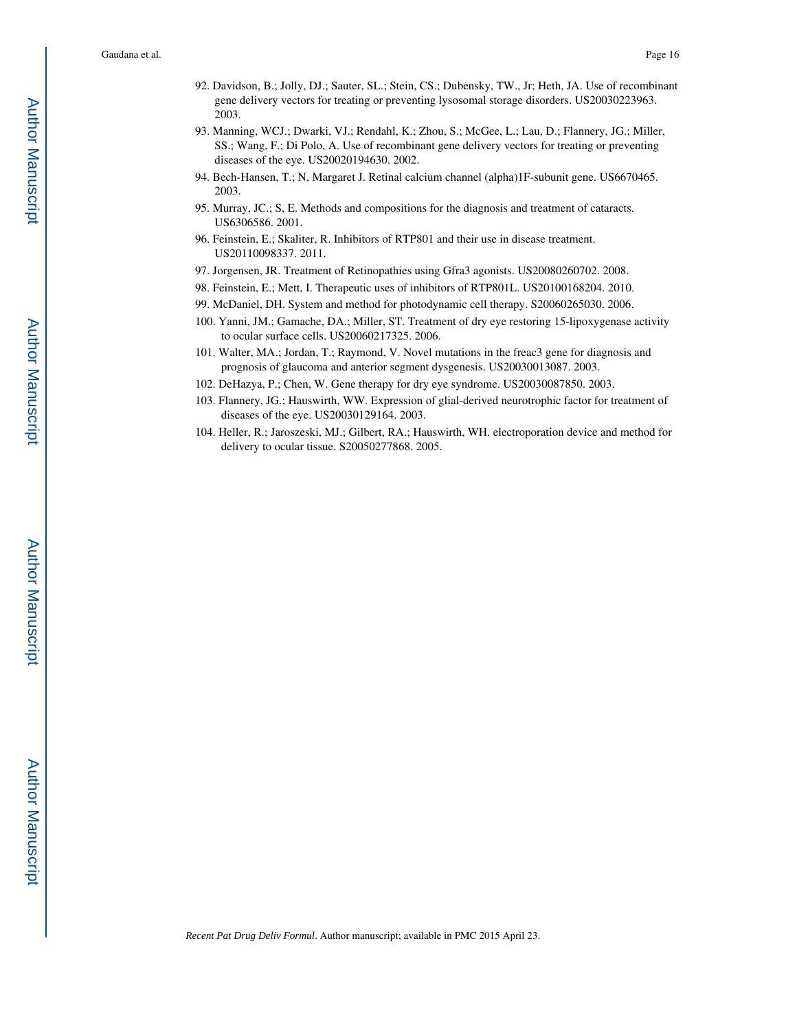92. Davidson, B.; Jolly, DJ.; Sauter, SL.; Stein, CS.; Dubensky, TW., Jr; Heth, JA. Use of recombinant gene delivery vectors for treating or preventing lysosomal storage disorders. US20030223963. 2003.
93. Manning, WCJ.; Dwarki, VJ.; Rendahl, K.; Zhou, S.; McGee, L.; Lau, D.; Flannery, JG.; Miller, SS.; Wang, F.; Di Polo, A. Use of recombinant gene delivery vectors for treating or preventing diseases of the eye. US20020194630. 2002.
94. Bech-Hansen, T.; N, Margaret J. Retinal calcium channel (alpha)1F-subunit gene. US6670465. 2003.
95. Murray, JC.; S, E. Methods and compositions for the diagnosis and treatment of cataracts. US6306586. 2001.
96. Feinstein, E.; Skaliter, R. Inhibitors of RTP801 and their use in disease treatment. US20110098337. 2011.
97. Jorgensen, JR. Treatment of Retinopathies using Gfra3 agonists. US20080260702. 2008.
98. Feinstein, E.; Mett, I. Therapeutic uses of inhibitors of RTP801L. US20100168204. 2010.
99. McDaniel, DH. System and method for photodynamic cell therapy. S20060265030. 2006.
100. Yanni, JM.; Gamache, DA.; Miller, ST. Treatment of dry eye restoring 15-lipoxygenase activity to ocular surface cells. US20060217325. 2006.
101. Walter, MA.; Jordan, T.; Raymond, V. Novel mutations in the freac3 gene for diagnosis and prognosis of glaucoma and anterior segment dysgenesis. US20030013087. 2003.
102. DeHazya, P.; Chen, W. Gene therapy for dry eye syndrome. US20030087850. 2003.
103. Flannery, JG.; Hauswirth, WW. Expression of glial-derived neurotrophic factor for treatment of diseases of the eye. US20030129164. 2003.
104. Heller, R.; Jaroszeski, MJ.; Gilbert, RA.; Hauswirth, WH. electroporation device and method for delivery to ocular tissue. S20050277868. 2005.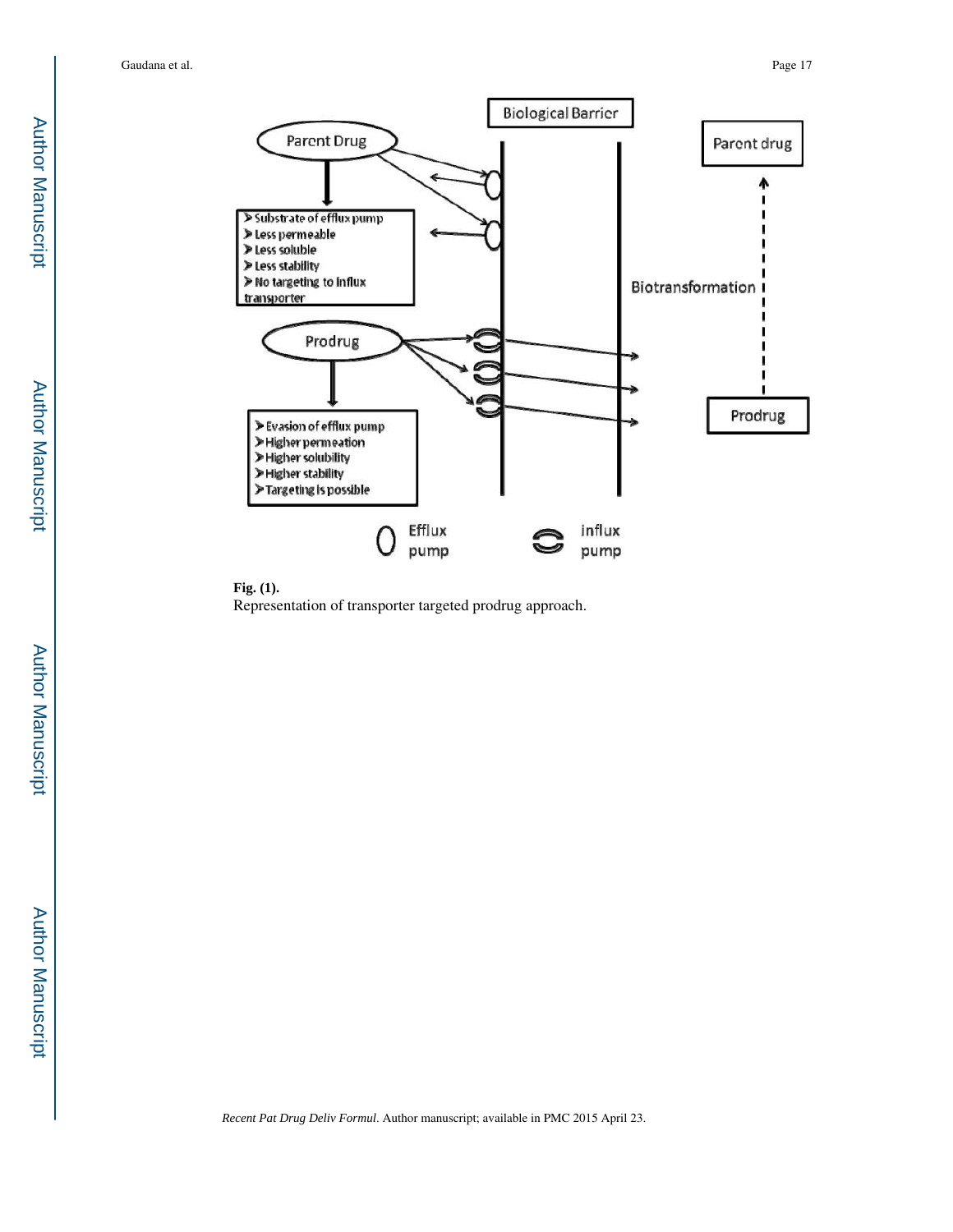**Fig. (1).**

Representation of transporter targeted prodrug approach.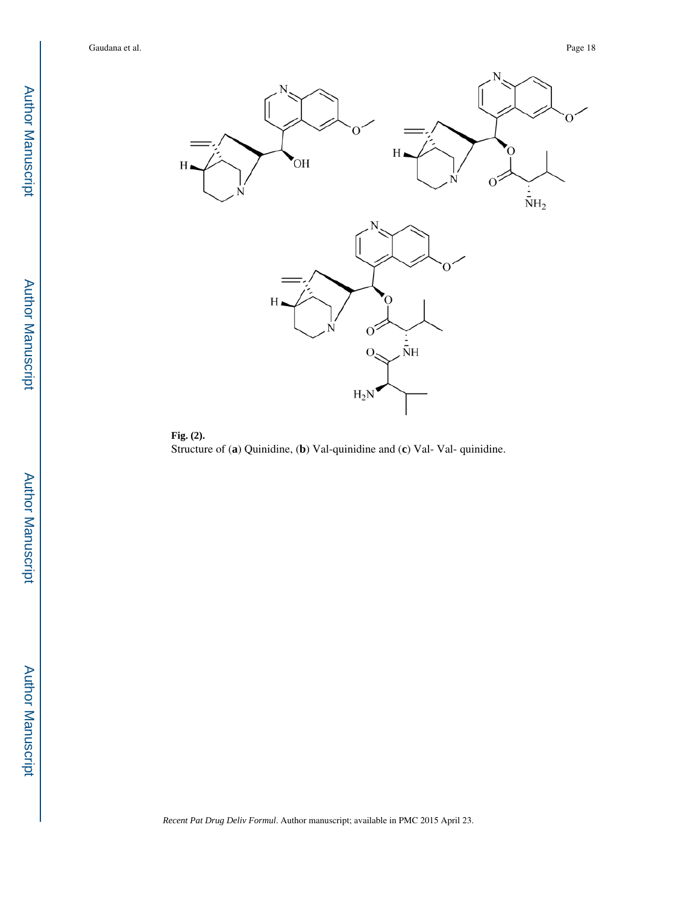**Fig. (2).**

Structure of (**a**) Quinidine, (**b**) Val-quinidine and (**c**) Val- Val- quinidine.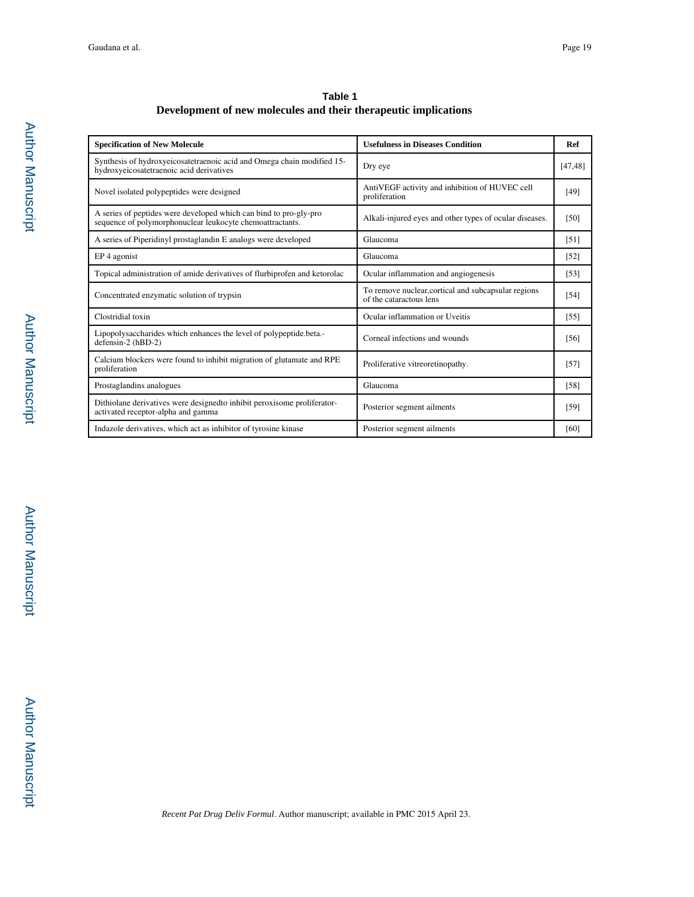## Table 1

### Development of new molecules and their therapeutic implications

| Specification of New Molecule | Usefulness in Diseases Condition | Ref |
|---|---|---|
| Synthesis of hydroxyeicosatetraenoic acid and Omega chain modified 15-hydroxyeicosatetraenoic acid derivatives | Dry eye | [47,48] |
| Novel isolated polypeptides were designed | AntiVEGF activity and inhibition of HUVEC cell proliferation | [49] |
| A series of peptides were developed which can bind to pro-gly-pro sequence of polymorphonuclear leukocyte chemoattractants. | Alkali-injured eyes and other types of ocular diseases. | [50] |
| A series of Piperidinyl prostaglandin E analogs were developed | Glaucoma | [51] |
| EP 4 agonist | Glaucoma | [52] |
| Topical administration of amide derivatives of flurbiprofen and ketorolac | Ocular inflammation and angiogenesis | [53] |
| Concentrated enzymatic solution of trypsin | To remove nuclear,cortical and subcapsular regions of the cataractous lens | [54] |
| Clostridial toxin | Ocular inflammation or Uveitis | [55] |
| Lipopolysaccharides which enhances the level of polypeptide.beta.-defensin-2 (hBD-2) | Corneal infections and wounds | [56] |
| Calcium blockers were found to inhibit migration of glutamate and RPE proliferation | Proliferative vitreoretinopathy. | [57] |
| Prostaglandins analogues | Glaucoma | [58] |
| Dithiolane derivatives were designedto inhibit peroxisome proliferator-activated receptor-alpha and gamma | Posterior segment ailments | [59] |
| Indazole derivatives, which act as inhibitor of tyrosine kinase | Posterior segment ailments | [60] |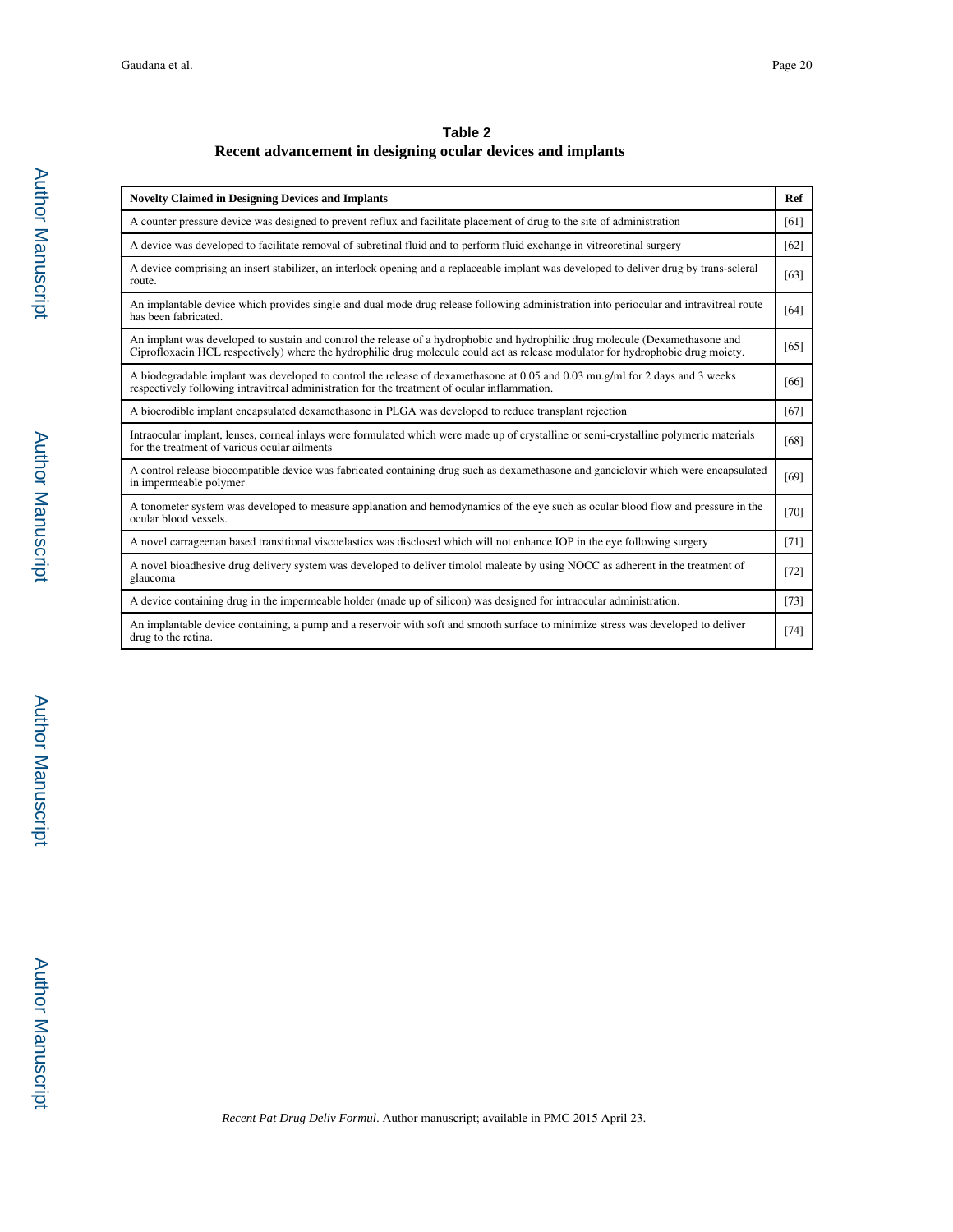**Table 2**

**Recent advancement in designing ocular devices and implants**

| Novelty Claimed in Designing Devices and Implants | Ref |
|---|---|
| A counter pressure device was designed to prevent reflux and facilitate placement of drug to the site of administration | [61] |
| A device was developed to facilitate removal of subretinal fluid and to perform fluid exchange in vitreoretinal surgery | [62] |
| A device comprising an insert stabilizer, an interlock opening and a replaceable implant was developed to deliver drug by trans-scleral route. | [63] |
| An implantable device which provides single and dual mode drug release following administration into periocular and intravitreal route has been fabricated. | [64] |
| An implant was developed to sustain and control the release of a hydrophobic and hydrophilic drug molecule (Dexamethasone and Ciprofloxacin HCL respectively) where the hydrophilic drug molecule could act as release modulator for hydrophobic drug moiety. | [65] |
| A biodegradable implant was developed to control the release of dexamethasone at 0.05 and 0.03 mu.g/ml for 2 days and 3 weeks respectively following intravitreal administration for the treatment of ocular inflammation. | [66] |
| A bioerodible implant encapsulated dexamethasone in PLGA was developed to reduce transplant rejection | [67] |
| Intraocular implant, lenses, corneal inlays were formulated which were made up of crystalline or semi-crystalline polymeric materials for the treatment of various ocular ailments | [68] |
| A control release biocompatible device was fabricated containing drug such as dexamethasone and ganciclovir which were encapsulated in impermeable polymer | [69] |
| A tonometer system was developed to measure applanation and hemodynamics of the eye such as ocular blood flow and pressure in the ocular blood vessels. | [70] |
| A novel carrageenan based transitional viscoelastics was disclosed which will not enhance IOP in the eye following surgery | [71] |
| A novel bioadhesive drug delivery system was developed to deliver timolol maleate by using NOCC as adherent in the treatment of glaucoma | [72] |
| A device containing drug in the impermeable holder (made up of silicon) was designed for intraocular administration. | [73] |
| An implantable device containing, a pump and a reservoir with soft and smooth surface to minimize stress was developed to deliver drug to the retina. | [74] |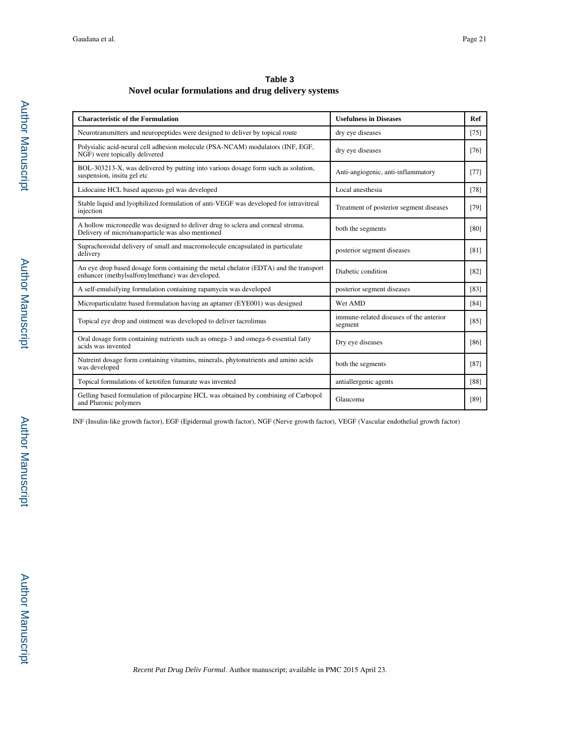**Table 3**

**Novel ocular formulations and drug delivery systems**

| Characteristic of the Formulation | Usefulness in Diseases | Ref |
|---|---|---|
| Neurotransmitters and neuropeptides were designed to deliver by topical route | dry eye diseases | [75] |
| Polysialic acid-neural cell adhesion molecule (PSA-NCAM) modulators (INF, EGF, NGF) were topically delivered | dry eye diseases | [76] |
| BOL-303213-X, was delivered by putting into various dosage form such as solution, suspension, insitu gel etc | Anti-angiogenic, anti-inflammatory | [77] |
| Lidocaine HCL based aqueous gel was developed | Local anesthesia | [78] |
| Stable liquid and lyophilized formulation of anti-VEGF was developed for intravitreal injection | Treatment of posterior segment diseases | [79] |
| A hollow microneedle was designed to deliver drug to sclera and corneal stroma. Delivery of micro/nanoparticle was also mentioned | both the segments | [80] |
| Suprachoroidal delivery of small and macromolecule encapsulated in particulate delivery | posterior segment diseases | [81] |
| An eye drop based dosage form containing the metal chelator (EDTA) and the transport enhancer (methylsulfonylmethane) was developed. | Diabetic condition | [82] |
| A self-emulsifying formulation containing rapamycin was developed | posterior segment diseases | [83] |
| Microparticulatre based formulation having an aptamer (EYE001) was designed | Wet AMD | [84] |
| Topical eye drop and ointment was developed to deliver tacrolimus | immune-related diseases of the anterior segment | [85] |
| Oral dosage form containing nutrients such as omega-3 and omega-6 essential fatty acids was invented | Dry eye diseases | [86] |
| Nutreint dosage form containing vitamins, minerals, phytonutrients and amino acids was developed | both the segments | [87] |
| Topical formulations of ketotifen fumarate was invented | antiallergenic agents | [88] |
| Gelling based formulation of pilocarpine HCL was obtained by combining of Carbopol and Pluronic polymers | Glaucoma | [89] |

INF (Insulin-like growth factor), EGF (Epidermal growth factor), NGF (Nerve growth factor), VEGF (Vascular endothelial growth factor)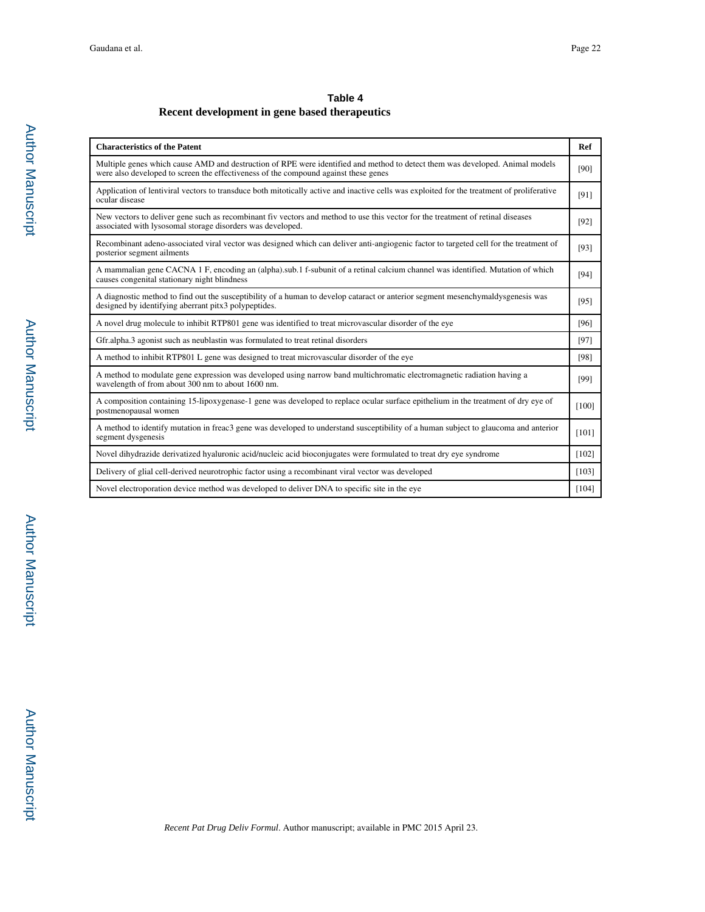**Table 4**

**Recent development in gene based therapeutics**

| Characteristics of the Patent | Ref |
|---|---|
| Multiple genes which cause AMD and destruction of RPE were identified and method to detect them was developed. Animal models were also developed to screen the effectiveness of the compound against these genes | [90] |
| Application of lentiviral vectors to transduce both mitotically active and inactive cells was exploited for the treatment of proliferative ocular disease | [91] |
| New vectors to deliver gene such as recombinant fiv vectors and method to use this vector for the treatment of retinal diseases associated with lysosomal storage disorders was developed. | [92] |
| Recombinant adeno-associated viral vector was designed which can deliver anti-angiogenic factor to targeted cell for the treatment of posterior segment ailments | [93] |
| A mammalian gene CACNA 1 F, encoding an (alpha).sub.1 f-subunit of a retinal calcium channel was identified. Mutation of which causes congenital stationary night blindness | [94] |
| A diagnostic method to find out the susceptibility of a human to develop cataract or anterior segment mesenchymaldysgenesis was designed by identifying aberrant pitx3 polypeptides. | [95] |
| A novel drug molecule to inhibit RTP801 gene was identified to treat microvascular disorder of the eye | [96] |
| Gfr.alpha.3 agonist such as neublastin was formulated to treat retinal disorders | [97] |
| A method to inhibit RTP801 L gene was designed to treat microvascular disorder of the eye | [98] |
| A method to modulate gene expression was developed using narrow band multichromatic electromagnetic radiation having a wavelength of from about 300 nm to about 1600 nm. | [99] |
| A composition containing 15-lipoxygenase-1 gene was developed to replace ocular surface epithelium in the treatment of dry eye of postmenopausal women | [100] |
| A method to identify mutation in freac3 gene was developed to understand susceptibility of a human subject to glaucoma and anterior segment dysgenesis | [101] |
| Novel dihydrazide derivatized hyaluronic acid/nucleic acid bioconjugates were formulated to treat dry eye syndrome | [102] |
| Delivery of glial cell-derived neurotrophic factor using a recombinant viral vector was developed | [103] |
| Novel electroporation device method was developed to deliver DNA to specific site in the eye | [104] |